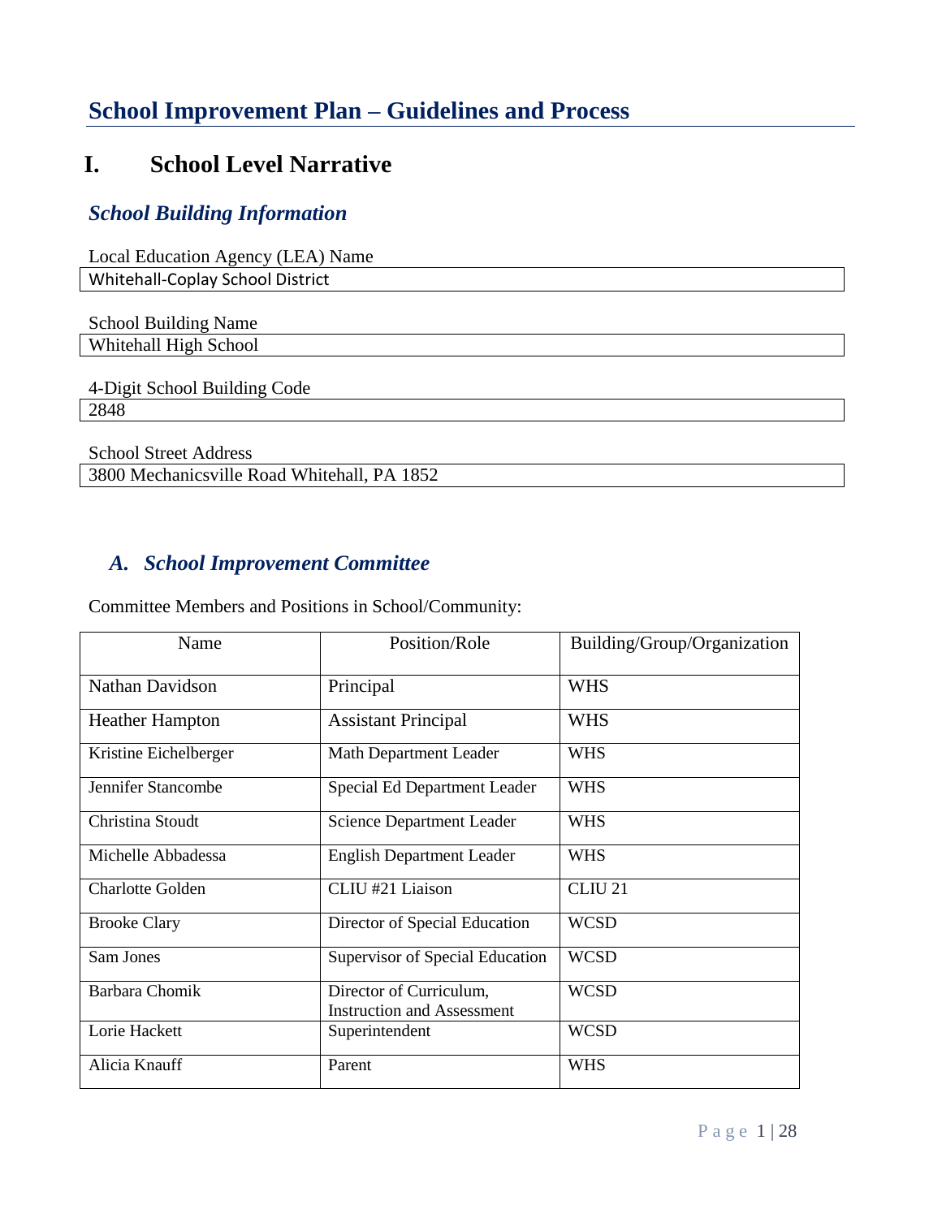# School Improvement Plan – Guidelines and Process

## I. School Level Narrative

### *School Building Information*

Local Education Agency (LEA) Name

Whitehall-Coplay School District

School Building Name

Whitehall High School

4-Digit School Building Code

2848

School Street Address

3800 Mechanicsville Road Whitehall, PA 1852

### *A. School Improvement Committee*

Committee Members and Positions in School/Community:

| Name | Position/Role | Building/Group/Organization |
|---|---|---|
| Nathan Davidson | Principal | WHS |
| Heather Hampton | Assistant Principal | WHS |
| Kristine Eichelberger | Math Department Leader | WHS |
| Jennifer Stancombe | Special Ed Department Leader | WHS |
| Christina Stoudt | Science Department Leader | WHS |
| Michelle Abbadessa | English Department Leader | WHS |
| Charlotte Golden | CLIU #21 Liaison | CLIU 21 |
| Brooke Clary | Director of Special Education | WCSD |
| Sam Jones | Supervisor of Special Education | WCSD |
| Barbara Chomik | Director of Curriculum, Instruction and Assessment | WCSD |
| Lorie Hackett | Superintendent | WCSD |
| Alicia Knauff | Parent | WHS |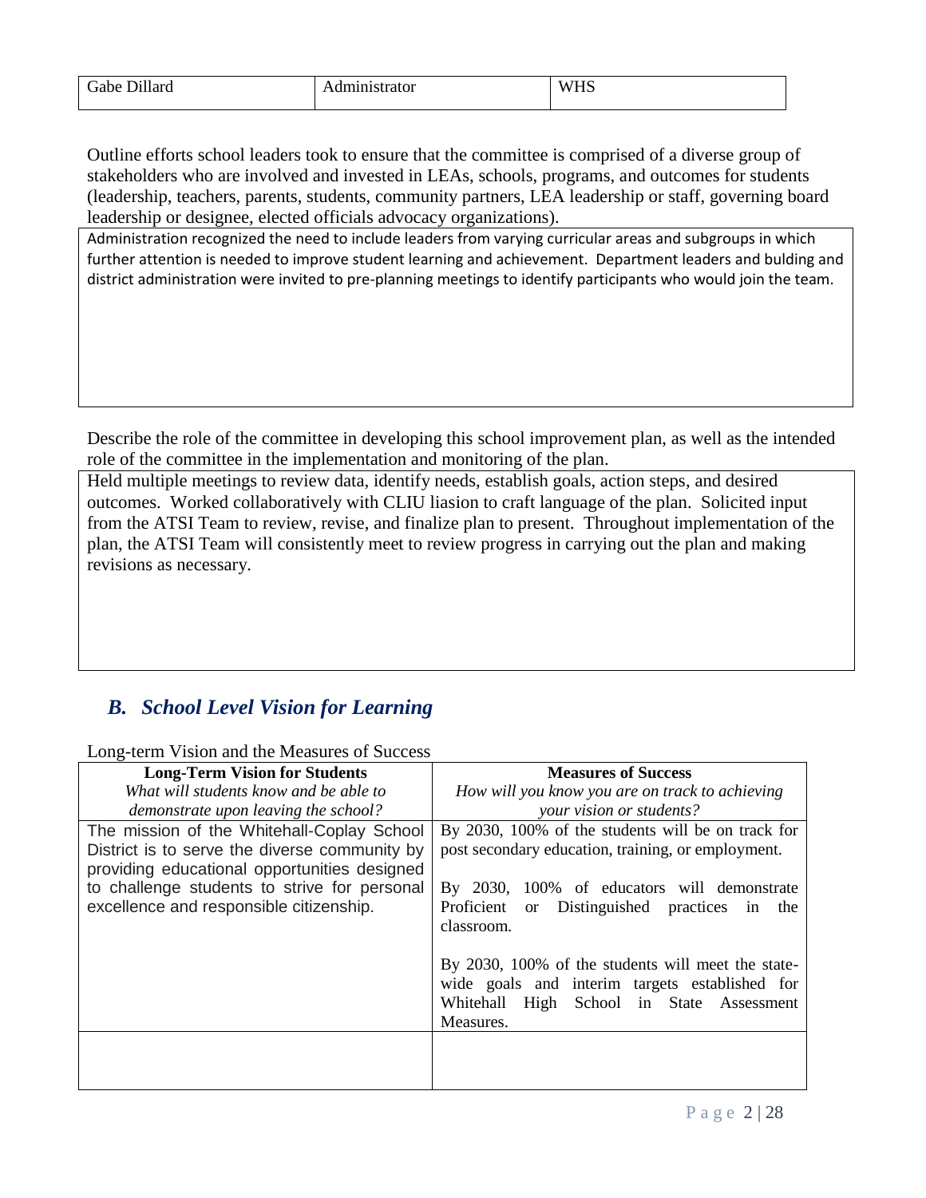| Gabe Dillard | Administrator | WHS |
|---|---|---|

Outline efforts school leaders took to ensure that the committee is comprised of a diverse group of stakeholders who are involved and invested in LEAs, schools, programs, and outcomes for students (leadership, teachers, parents, students, community partners, LEA leadership or staff, governing board leadership or designee, elected officials advocacy organizations).

Administration recognized the need to include leaders from varying curricular areas and subgroups in which further attention is needed to improve student learning and achievement. Department leaders and bulding and district administration were invited to pre-planning meetings to identify participants who would join the team.

Describe the role of the committee in developing this school improvement plan, as well as the intended role of the committee in the implementation and monitoring of the plan.

Held multiple meetings to review data, identify needs, establish goals, action steps, and desired outcomes. Worked collaboratively with CLIU liasion to craft language of the plan. Solicited input from the ATSI Team to review, revise, and finalize plan to present. Throughout implementation of the plan, the ATSI Team will consistently meet to review progress in carrying out the plan and making revisions as necessary.

## *B. School Level Vision for Learning*

Long-term Vision and the Measures of Success

| **Long-Term Vision for Students**<br>*What will students know and be able to demonstrate upon leaving the school?* | **Measures of Success**<br>*How will you know you are on track to achieving your vision or students?* |
|---|---|
| The mission of the Whitehall-Coplay School District is to serve the diverse community by providing educational opportunities designed to challenge students to strive for personal excellence and responsible citizenship. | By 2030, 100% of the students will be on track for post secondary education, training, or employment.<br><br>By 2030, 100% of educators will demonstrate Proficient or Distinguished practices in the classroom.<br><br>By 2030, 100% of the students will meet the state-wide goals and interim targets established for Whitehall High School in State Assessment Measures. |
| | |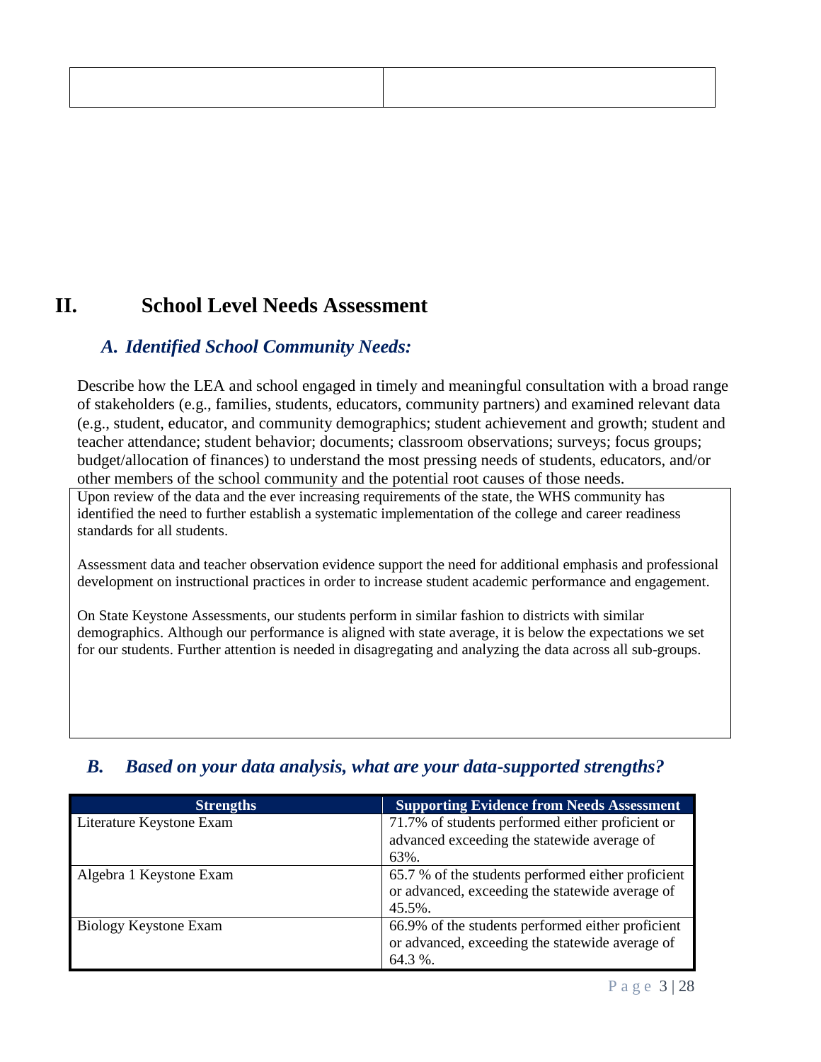## II. School Level Needs Assessment

### *A. Identified School Community Needs:*

Describe how the LEA and school engaged in timely and meaningful consultation with a broad range of stakeholders (e.g., families, students, educators, community partners) and examined relevant data (e.g., student, educator, and community demographics; student achievement and growth; student and teacher attendance; student behavior; documents; classroom observations; surveys; focus groups; budget/allocation of finances) to understand the most pressing needs of students, educators, and/or other members of the school community and the potential root causes of those needs.

Upon review of the data and the ever increasing requirements of the state, the WHS community has identified the need to further establish a systematic implementation of the college and career readiness standards for all students.

Assessment data and teacher observation evidence support the need for additional emphasis and professional development on instructional practices in order to increase student academic performance and engagement.

On State Keystone Assessments, our students perform in similar fashion to districts with similar demographics. Although our performance is aligned with state average, it is below the expectations we set for our students. Further attention is needed in disagregating and analyzing the data across all sub-groups.

### *B. Based on your data analysis, what are your data-supported strengths?*

| Strengths | Supporting Evidence from Needs Assessment |
|---|---|
| Literature Keystone Exam | 71.7% of students performed either proficient or advanced exceeding the statewide average of 63%. |
| Algebra 1 Keystone Exam | 65.7 % of the students performed either proficient or advanced, exceeding the statewide average of 45.5%. |
| Biology Keystone Exam | 66.9% of the students performed either proficient or advanced, exceeding the statewide average of 64.3 %. |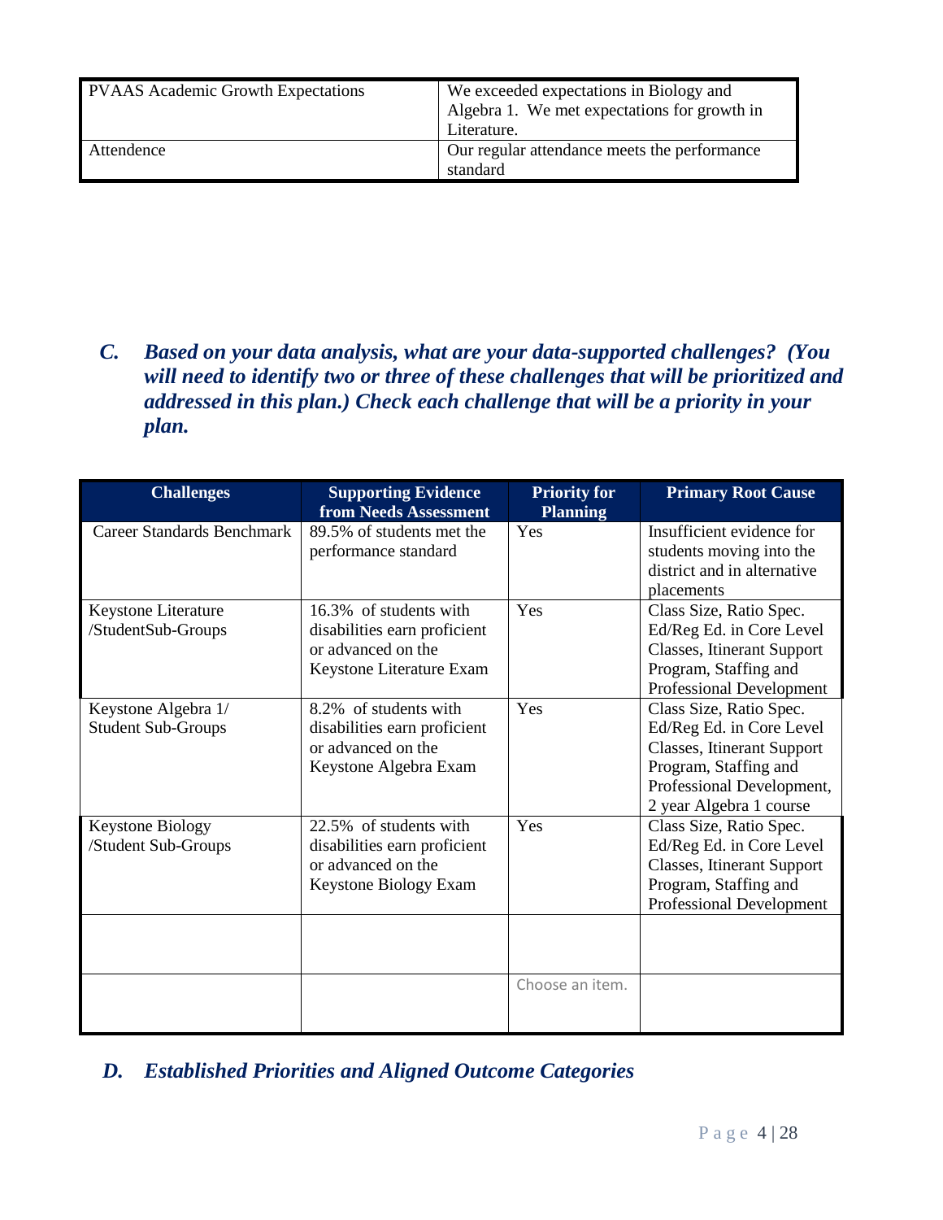| PVAAS Academic Growth Expectations | We exceeded expectations in Biology and Algebra 1. We met expectations for growth in Literature. |
|---|---|
| Attendence | Our regular attendance meets the performance standard |

### *C. Based on your data analysis, what are your data-supported challenges? (You will need to identify two or three of these challenges that will be prioritized and addressed in this plan.) Check each challenge that will be a priority in your plan.*

| Challenges | Supporting Evidence from Needs Assessment | Priority for Planning | Primary Root Cause |
|---|---|---|---|
| Career Standards Benchmark | 89.5% of students met the performance standard | Yes | Insufficient evidence for students moving into the district and in alternative placements |
| Keystone Literature /StudentSub-Groups | 16.3% of students with disabilities earn proficient or advanced on the Keystone Literature Exam | Yes | Class Size, Ratio Spec. Ed/Reg Ed. in Core Level Classes, Itinerant Support Program, Staffing and Professional Development |
| Keystone Algebra 1/ Student Sub-Groups | 8.2% of students with disabilities earn proficient or advanced on the Keystone Algebra Exam | Yes | Class Size, Ratio Spec. Ed/Reg Ed. in Core Level Classes, Itinerant Support Program, Staffing and Professional Development, 2 year Algebra 1 course |
| Keystone Biology /Student Sub-Groups | 22.5% of students with disabilities earn proficient or advanced on the Keystone Biology Exam | Yes | Class Size, Ratio Spec. Ed/Reg Ed. in Core Level Classes, Itinerant Support Program, Staffing and Professional Development |
| | | | |
| | | Choose an item. | |

### *D. Established Priorities and Aligned Outcome Categories*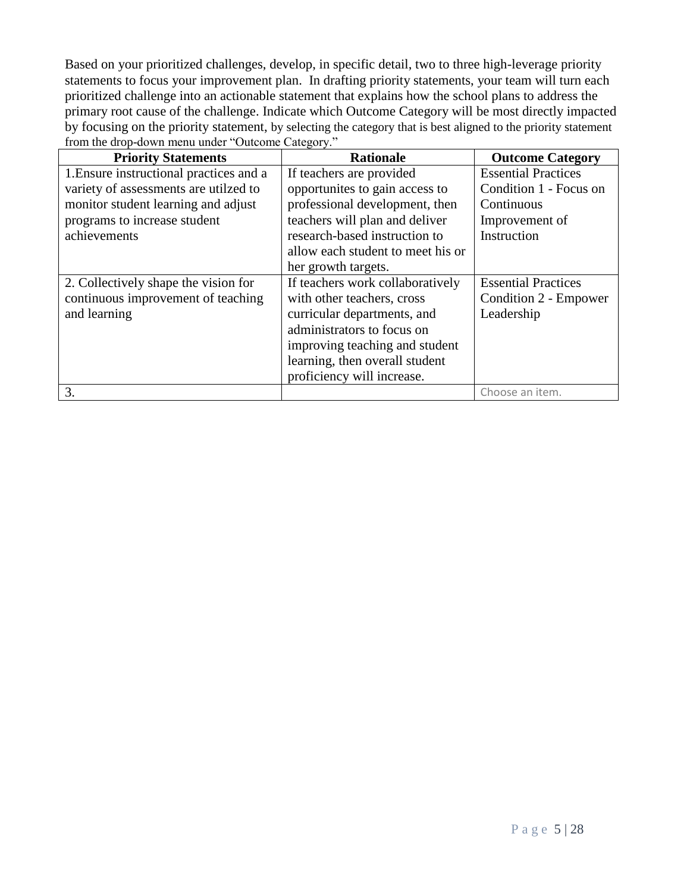Based on your prioritized challenges, develop, in specific detail, two to three high-leverage priority statements to focus your improvement plan. In drafting priority statements, your team will turn each prioritized challenge into an actionable statement that explains how the school plans to address the primary root cause of the challenge. Indicate which Outcome Category will be most directly impacted by focusing on the priority statement, by selecting the category that is best aligned to the priority statement from the drop-down menu under "Outcome Category."

| Priority Statements | Rationale | Outcome Category |
| --- | --- | --- |
| 1.Ensure instructional practices and a variety of assessments are utilzed to monitor student learning and adjust programs to increase student achievements | If teachers are provided opportunites to gain access to professional development, then teachers will plan and deliver research-based instruction to allow each student to meet his or her growth targets. | Essential Practices Condition 1 - Focus on Continuous Improvement of Instruction |
| 2. Collectively shape the vision for continuous improvement of teaching and learning | If teachers work collaboratively with other teachers, cross curricular departments, and administrators to focus on improving teaching and student learning, then overall student proficiency will increase. | Essential Practices Condition 2 - Empower Leadership |
| 3. | | Choose an item. |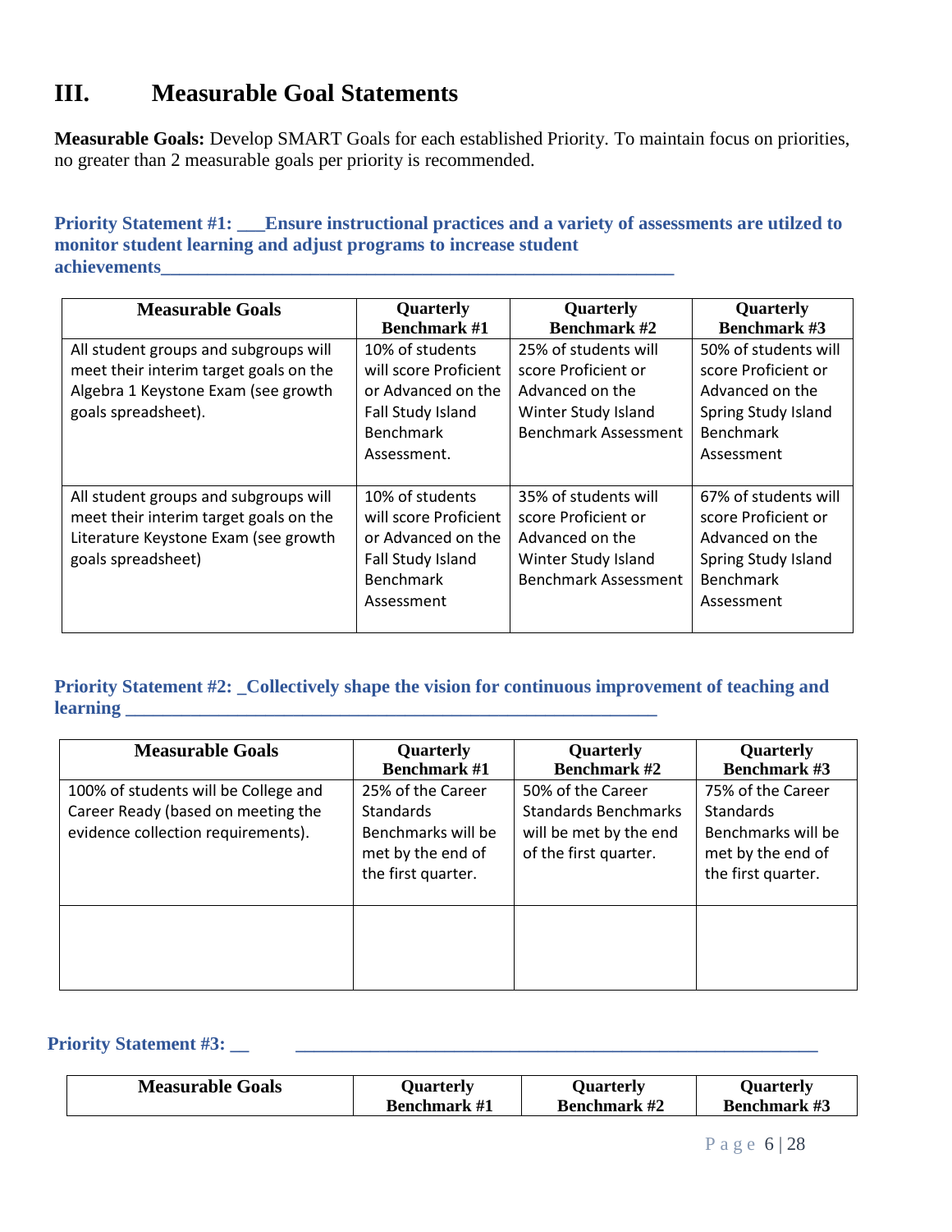# III. Measurable Goal Statements

**Measurable Goals:** Develop SMART Goals for each established Priority. To maintain focus on priorities, no greater than 2 measurable goals per priority is recommended.

**Priority Statement #1: ___Ensure instructional practices and a variety of assessments are utilzed to monitor student learning and adjust programs to increase student achievements_______________________________________________________**

| Measurable Goals | Quarterly Benchmark #1 | Quarterly Benchmark #2 | Quarterly Benchmark #3 |
|---|---|---|---|
| All student groups and subgroups will meet their interim target goals on the Algebra 1 Keystone Exam (see growth goals spreadsheet). | 10% of students will score Proficient or Advanced on the Fall Study Island Benchmark Assessment. | 25% of students will score Proficient or Advanced on the Winter Study Island Benchmark Assessment | 50% of students will score Proficient or Advanced on the Spring Study Island Benchmark Assessment |
| All student groups and subgroups will meet their interim target goals on the Literature Keystone Exam (see growth goals spreadsheet) | 10% of students will score Proficient or Advanced on the Fall Study Island Benchmark Assessment | 35% of students will score Proficient or Advanced on the Winter Study Island Benchmark Assessment | 67% of students will score Proficient or Advanced on the Spring Study Island Benchmark Assessment |

**Priority Statement #2: _Collectively shape the vision for continuous improvement of teaching and learning ___________________________________________________________**

| Measurable Goals | Quarterly Benchmark #1 | Quarterly Benchmark #2 | Quarterly Benchmark #3 |
|---|---|---|---|
| 100% of students will be College and Career Ready (based on meeting the evidence collection requirements). | 25% of the Career Standards Benchmarks will be met by the end of the first quarter. | 50% of the Career Standards Benchmarks will be met by the end of the first quarter. | 75% of the Career Standards Benchmarks will be met by the end of the first quarter. |
| | | | |

**Priority Statement #3: __ ___________________________________________________________**

| Measurable Goals | Quarterly Benchmark #1 | Quarterly Benchmark #2 | Quarterly Benchmark #3 |
|---|---|---|---|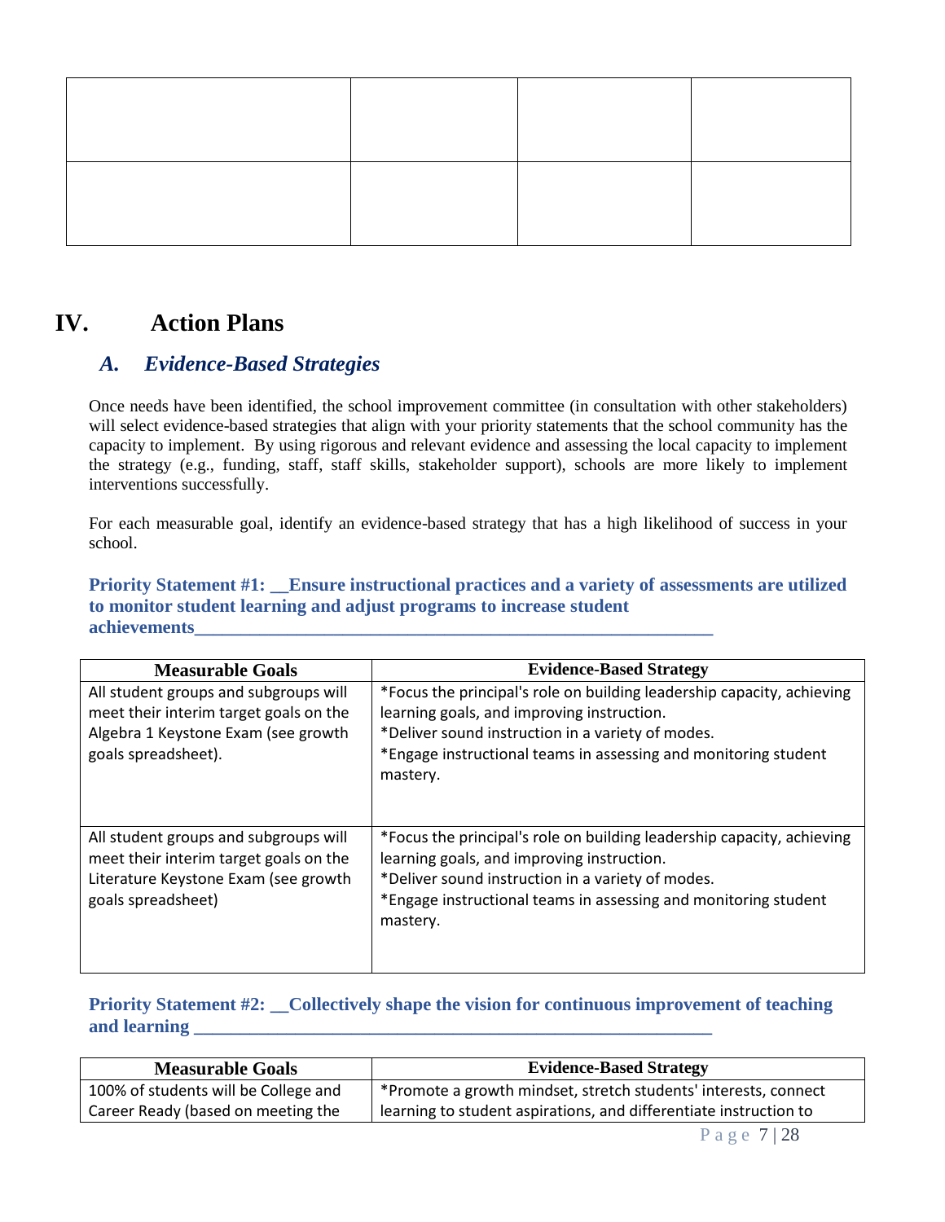| | | | |
|---|---|---|---|
| | | | |
| | | | |

# IV. Action Plans

## A. Evidence-Based Strategies

Once needs have been identified, the school improvement committee (in consultation with other stakeholders) will select evidence-based strategies that align with your priority statements that the school community has the capacity to implement. By using rigorous and relevant evidence and assessing the local capacity to implement the strategy (e.g., funding, staff, staff skills, stakeholder support), schools are more likely to implement interventions successfully.

For each measurable goal, identify an evidence-based strategy that has a high likelihood of success in your school.

**Priority Statement #1: __Ensure instructional practices and a variety of assessments are utilized to monitor student learning and adjust programs to increase student achievements____________________________________________________________**

| Measurable Goals | Evidence-Based Strategy |
|---|---|
| All student groups and subgroups will meet their interim target goals on the Algebra 1 Keystone Exam (see growth goals spreadsheet). | *Focus the principal's role on building leadership capacity, achieving learning goals, and improving instruction.<br>*Deliver sound instruction in a variety of modes.<br>*Engage instructional teams in assessing and monitoring student mastery. |
| All student groups and subgroups will meet their interim target goals on the Literature Keystone Exam (see growth goals spreadsheet) | *Focus the principal's role on building leadership capacity, achieving learning goals, and improving instruction.<br>*Deliver sound instruction in a variety of modes.<br>*Engage instructional teams in assessing and monitoring student mastery. |

**Priority Statement #2: __Collectively shape the vision for continuous improvement of teaching and learning ____________________________________________________________**

| Measurable Goals | Evidence-Based Strategy |
|---|---|
| 100% of students will be College and Career Ready (based on meeting the | *Promote a growth mindset, stretch students' interests, connect learning to student aspirations, and differentiate instruction to |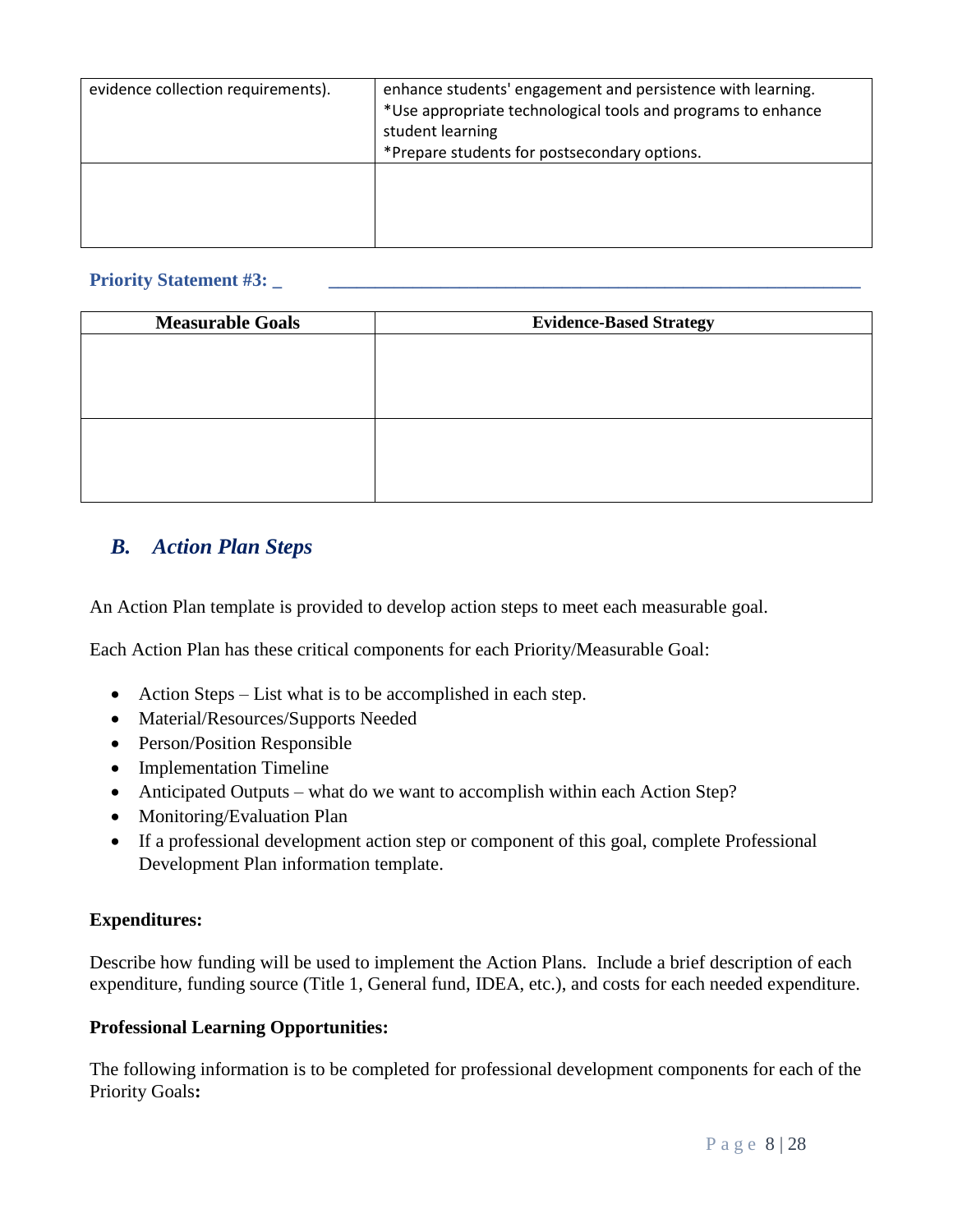| | |
|---|---|
| evidence collection requirements). | enhance students' engagement and persistence with learning.<br>*Use appropriate technological tools and programs to enhance student learning<br>*Prepare students for postsecondary options. |
| | |

**Priority Statement #3: _ ____________________________________________________________**

| Measurable Goals | Evidence-Based Strategy |
|---|---|
| | |
| | |

## *B. Action Plan Steps*

An Action Plan template is provided to develop action steps to meet each measurable goal.

Each Action Plan has these critical components for each Priority/Measurable Goal:

- Action Steps – List what is to be accomplished in each step.
- Material/Resources/Supports Needed
- Person/Position Responsible
- Implementation Timeline
- Anticipated Outputs – what do we want to accomplish within each Action Step?
- Monitoring/Evaluation Plan
- If a professional development action step or component of this goal, complete Professional Development Plan information template.

**Expenditures:**

Describe how funding will be used to implement the Action Plans. Include a brief description of each expenditure, funding source (Title 1, General fund, IDEA, etc.), and costs for each needed expenditure.

**Professional Learning Opportunities:**

The following information is to be completed for professional development components for each of the Priority Goals**:**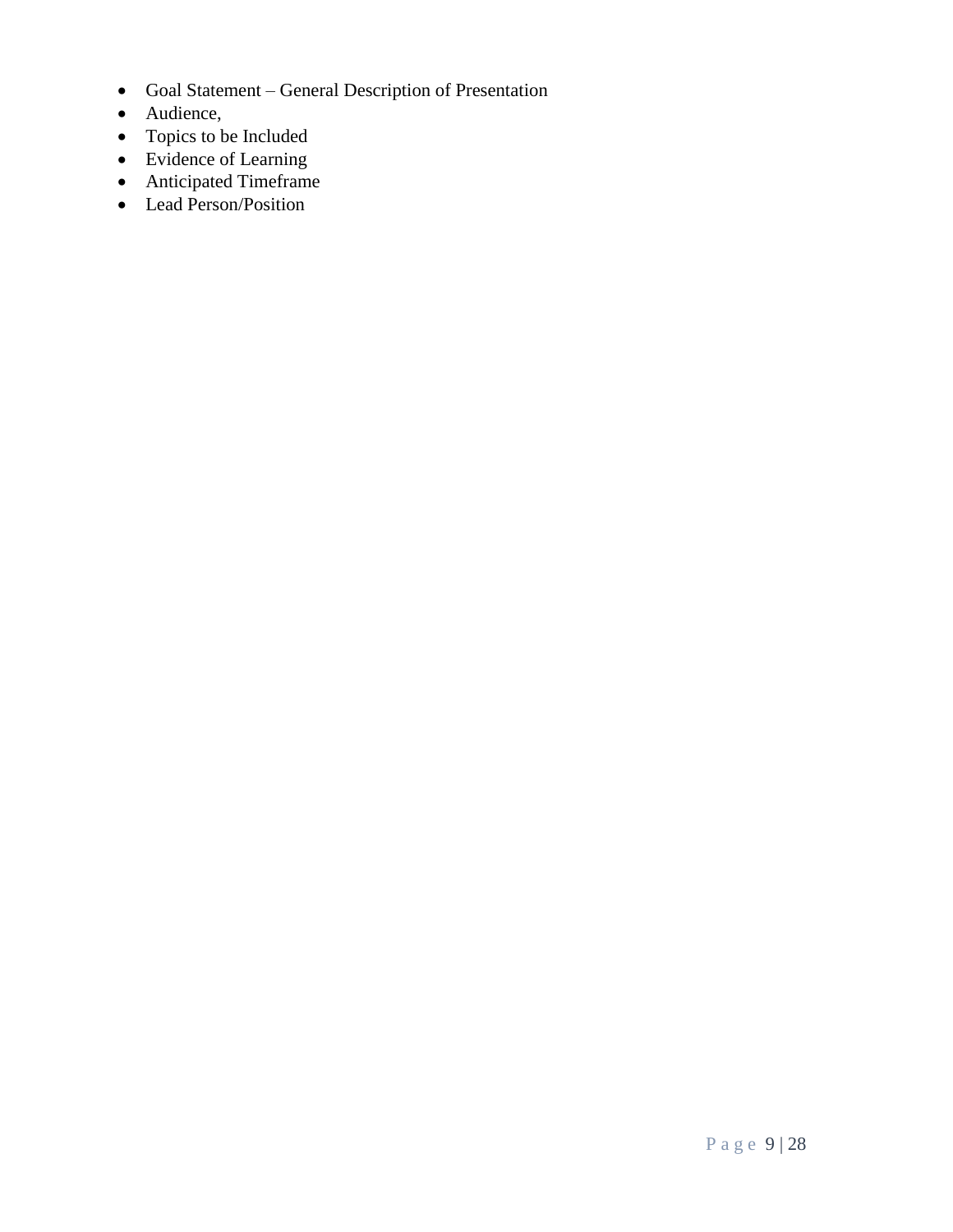- Goal Statement – General Description of Presentation
- Audience,
- Topics to be Included
- Evidence of Learning
- Anticipated Timeframe
- Lead Person/Position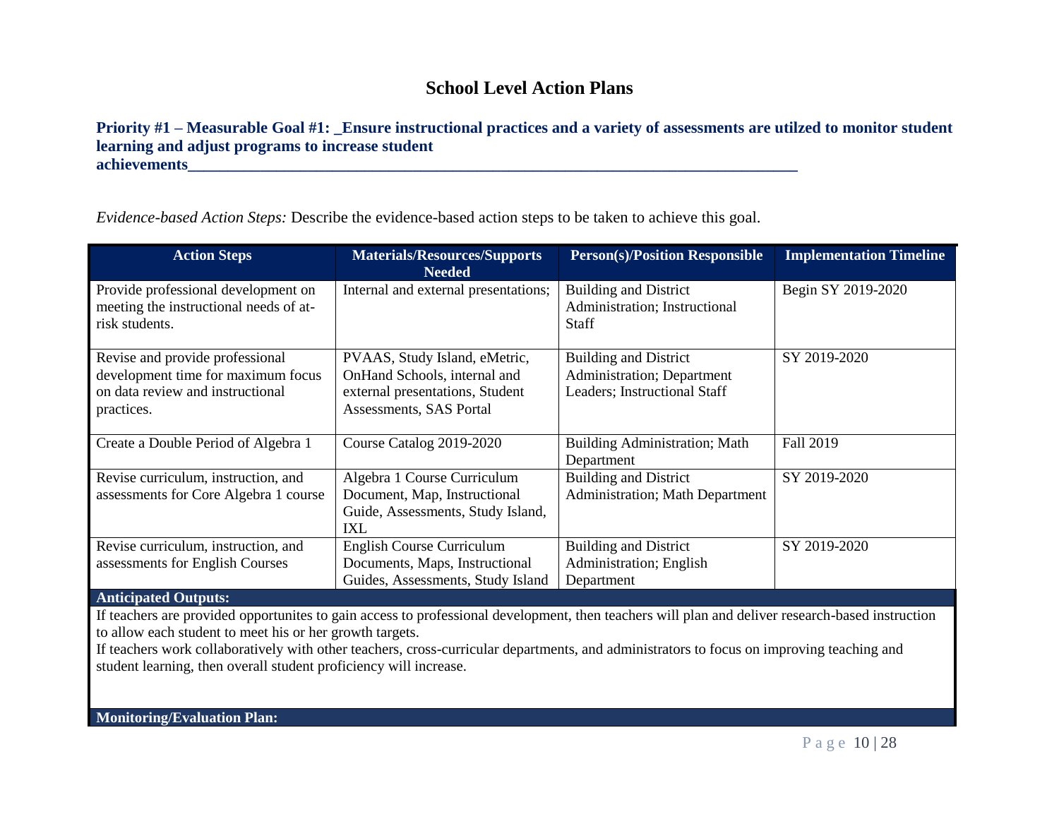## School Level Action Plans

**Priority #1 – Measurable Goal #1: _Ensure instructional practices and a variety of assessments are utilzed to monitor student learning and adjust programs to increase student achievements_______________________________________________________________________________**

*Evidence-based Action Steps:* Describe the evidence-based action steps to be taken to achieve this goal.

| Action Steps | Materials/Resources/Supports Needed | Person(s)/Position Responsible | Implementation Timeline |
|---|---|---|---|
| Provide professional development on meeting the instructional needs of at-risk students. | Internal and external presentations; | Building and District Administration; Instructional Staff | Begin SY 2019-2020 |
| Revise and provide professional development time for maximum focus on data review and instructional practices. | PVAAS, Study Island, eMetric, OnHand Schools, internal and external presentations, Student Assessments, SAS Portal | Building and District Administration; Department Leaders; Instructional Staff | SY 2019-2020 |
| Create a Double Period of Algebra 1 | Course Catalog 2019-2020 | Building Administration; Math Department | Fall 2019 |
| Revise curriculum, instruction, and assessments for Core Algebra 1 course | Algebra 1 Course Curriculum Document, Map, Instructional Guide, Assessments, Study Island, IXL | Building and District Administration; Math Department | SY 2019-2020 |
| Revise curriculum, instruction, and assessments for English Courses | English Course Curriculum Documents, Maps, Instructional Guides, Assessments, Study Island | Building and District Administration; English Department | SY 2019-2020 |

**Anticipated Outputs:**

If teachers are provided opportunites to gain access to professional development, then teachers will plan and deliver research-based instruction to allow each student to meet his or her growth targets.

If teachers work collaboratively with other teachers, cross-curricular departments, and administrators to focus on improving teaching and student learning, then overall student proficiency will increase.

**Monitoring/Evaluation Plan:**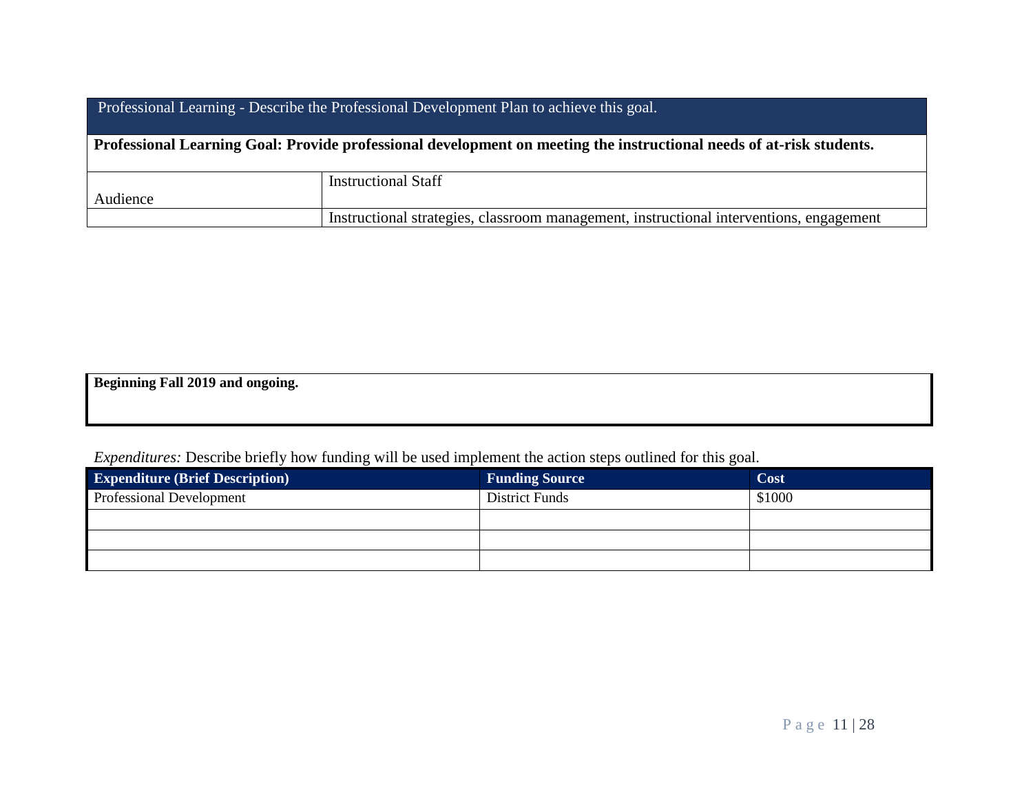| Professional Learning - Describe the Professional Development Plan to achieve this goal. | |
|---|---|
| **Professional Learning Goal: Provide professional development on meeting the instructional needs of at-risk students.** | |
| Audience | Instructional Staff |
| | Instructional strategies, classroom management, instructional interventions, engagement |

**Beginning Fall 2019 and ongoing.**

*Expenditures:* Describe briefly how funding will be used implement the action steps outlined for this goal.

| Expenditure (Brief Description) | Funding Source | Cost |
|---|---|---|
| Professional Development | District Funds | $1000 |
| | | |
| | | |
| | | |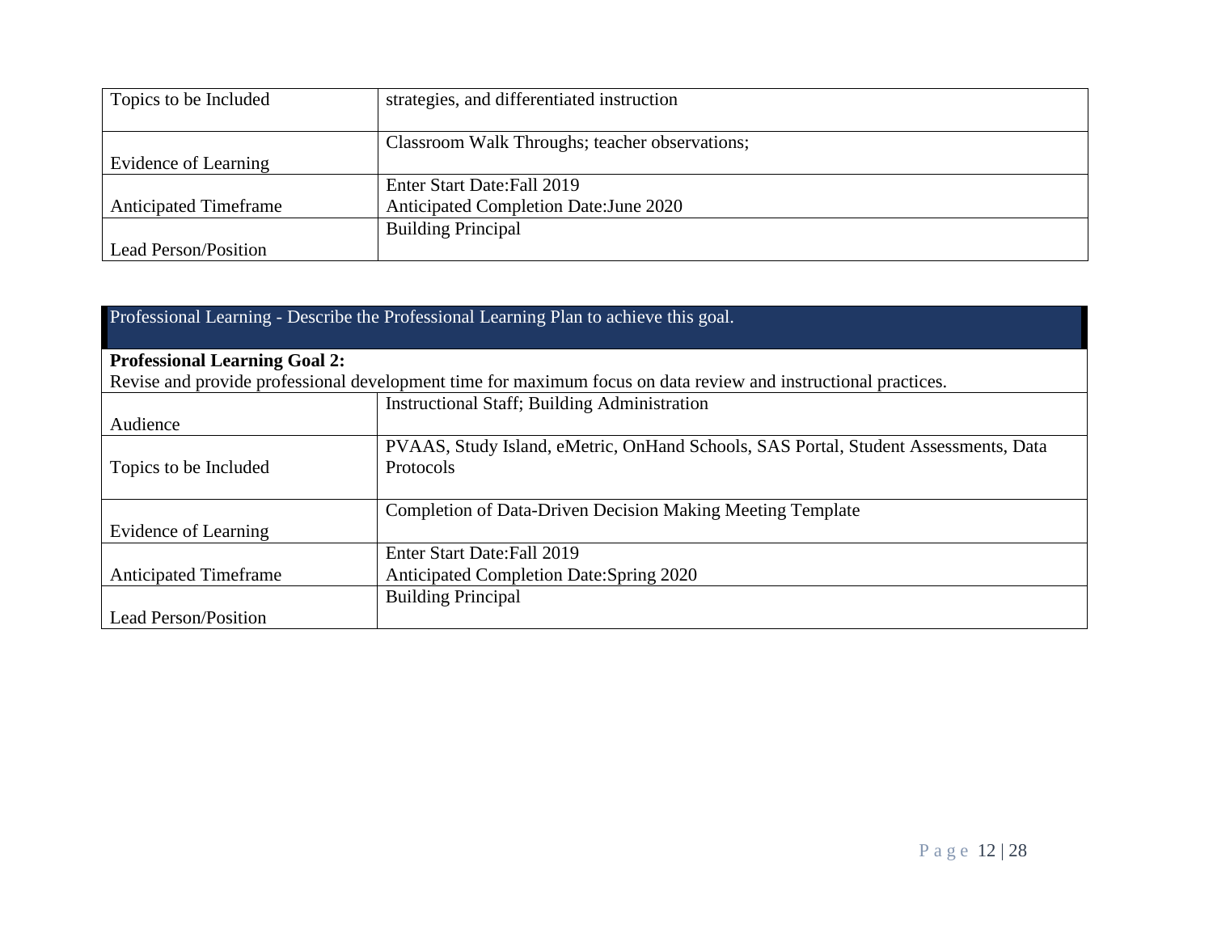| Topics to be Included | strategies, and differentiated instruction |
|---|---|
| Evidence of Learning | Classroom Walk Throughs; teacher observations; |
| Anticipated Timeframe | Enter Start Date:Fall 2019<br>Anticipated Completion Date:June 2020 |
| Lead Person/Position | Building Principal |

| Professional Learning - Describe the Professional Learning Plan to achieve this goal. | |
|---|---|
| **Professional Learning Goal 2:**<br>Revise and provide professional development time for maximum focus on data review and instructional practices. | |
| Audience | Instructional Staff; Building Administration |
| Topics to be Included | PVAAS, Study Island, eMetric, OnHand Schools, SAS Portal, Student Assessments, Data Protocols |
| Evidence of Learning | Completion of Data-Driven Decision Making Meeting Template |
| Anticipated Timeframe | Enter Start Date:Fall 2019<br>Anticipated Completion Date:Spring 2020 |
| Lead Person/Position | Building Principal |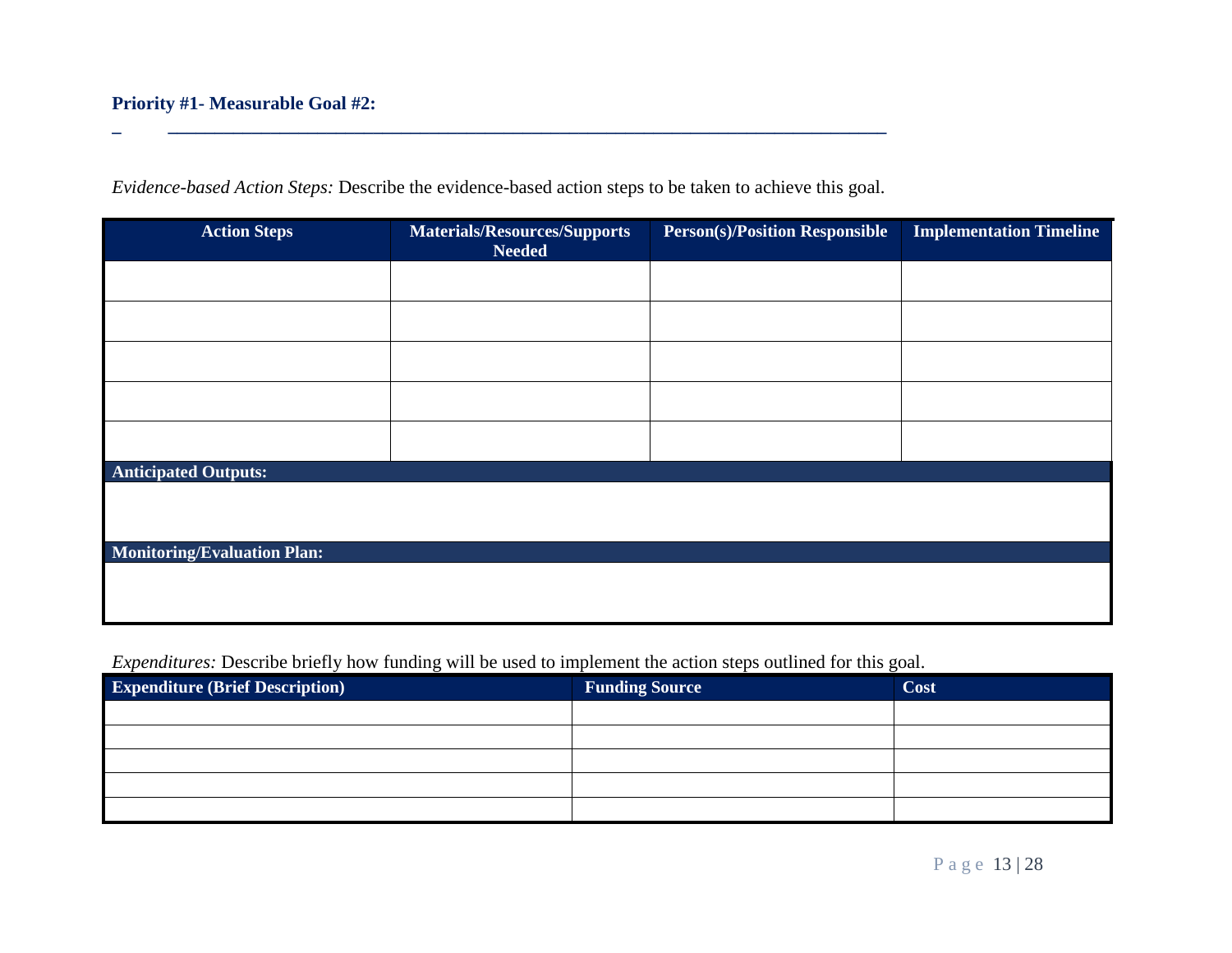**Priority #1- Measurable Goal #2:**

_ ______________________________________________________________________________

*Evidence-based Action Steps:* Describe the evidence-based action steps to be taken to achieve this goal.

| Action Steps | Materials/Resources/Supports Needed | Person(s)/Position Responsible | Implementation Timeline |
|---|---|---|---|
| | | | |
| | | | |
| | | | |
| | | | |
| | | | |
| **Anticipated Outputs:** | | | |
| | | | |
| **Monitoring/Evaluation Plan:** | | | |
| | | | |

*Expenditures:* Describe briefly how funding will be used to implement the action steps outlined for this goal.

| Expenditure (Brief Description) | Funding Source | Cost |
|---|---|---|
| | | |
| | | |
| | | |
| | | |
| | | |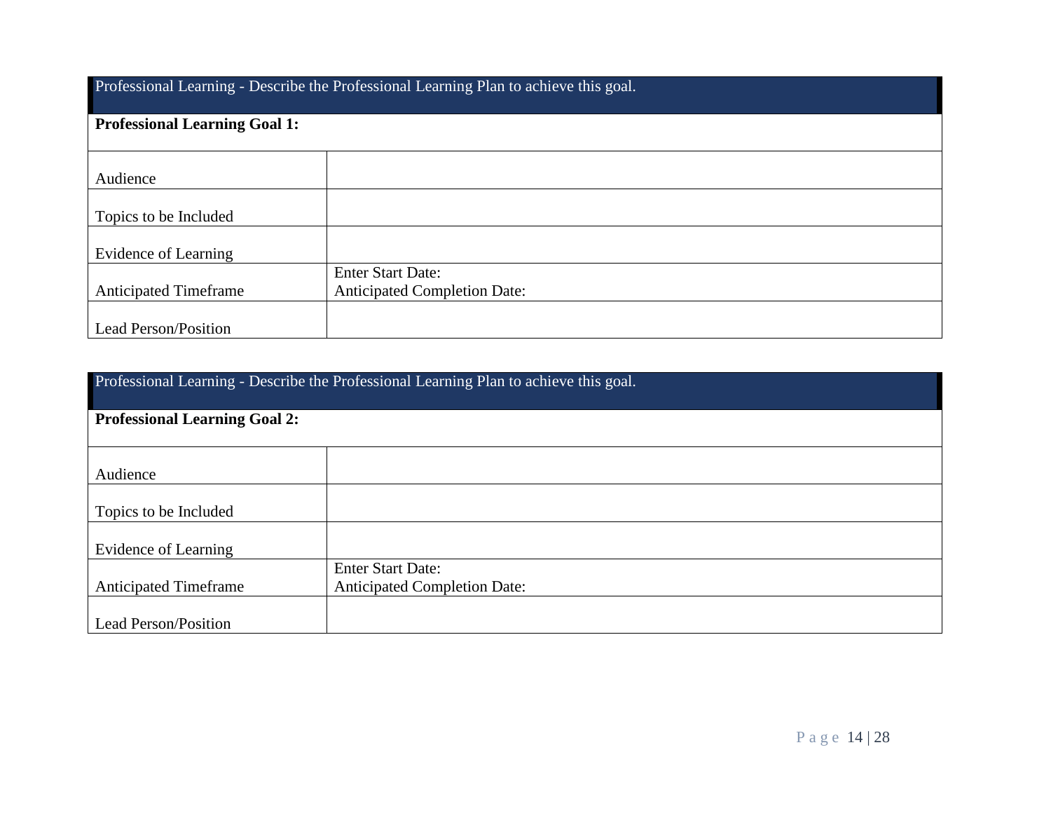| Professional Learning - Describe the Professional Learning Plan to achieve this goal. | |
|---|---|
| **Professional Learning Goal 1:** | |
| Audience | |
| Topics to be Included | |
| Evidence of Learning | |
| Anticipated Timeframe | Enter Start Date:<br>Anticipated Completion Date: |
| Lead Person/Position | |

| Professional Learning - Describe the Professional Learning Plan to achieve this goal. | |
|---|---|
| **Professional Learning Goal 2:** | |
| Audience | |
| Topics to be Included | |
| Evidence of Learning | |
| Anticipated Timeframe | Enter Start Date:<br>Anticipated Completion Date: |
| Lead Person/Position | |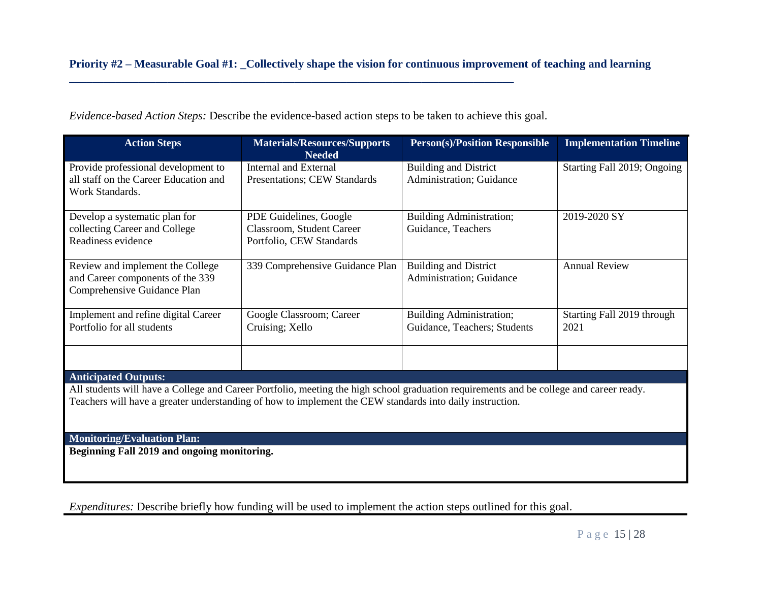### Priority #2 – Measurable Goal #1: _Collectively shape the vision for continuous improvement of teaching and learning ___________________________________________________________________________

*Evidence-based Action Steps:* Describe the evidence-based action steps to be taken to achieve this goal.

| Action Steps | Materials/Resources/Supports Needed | Person(s)/Position Responsible | Implementation Timeline |
|---|---|---|---|
| Provide professional development to all staff on the Career Education and Work Standards. | Internal and External Presentations; CEW Standards | Building and District Administration; Guidance | Starting Fall 2019; Ongoing |
| Develop a systematic plan for collecting Career and College Readiness evidence | PDE Guidelines, Google Classroom, Student Career Portfolio, CEW Standards | Building Administration; Guidance, Teachers | 2019-2020 SY |
| Review and implement the College and Career components of the 339 Comprehensive Guidance Plan | 339 Comprehensive Guidance Plan | Building and District Administration; Guidance | Annual Review |
| Implement and refine digital Career Portfolio for all students | Google Classroom; Career Cruising; Xello | Building Administration; Guidance, Teachers; Students | Starting Fall 2019 through 2021 |
| | | | |

**Anticipated Outputs:**

All students will have a College and Career Portfolio, meeting the high school graduation requirements and be college and career ready. Teachers will have a greater understanding of how to implement the CEW standards into daily instruction.

**Monitoring/Evaluation Plan:**

**Beginning Fall 2019 and ongoing monitoring.**

*Expenditures:* Describe briefly how funding will be used to implement the action steps outlined for this goal.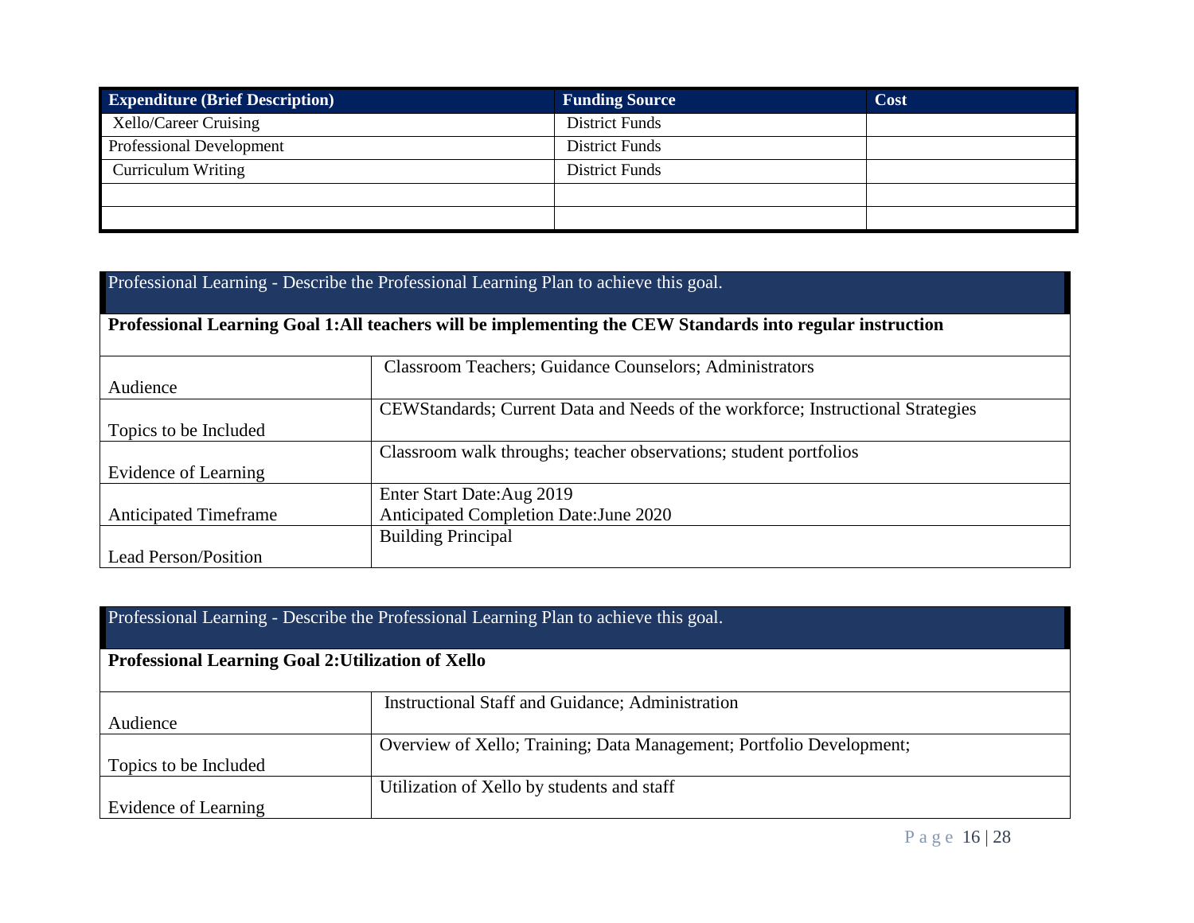| Expenditure (Brief Description) | Funding Source | Cost |
|---|---|---|
| Xello/Career Cruising | District Funds | |
| Professional Development | District Funds | |
| Curriculum Writing | District Funds | |
| | | |
| | | |

| Professional Learning - Describe the Professional Learning Plan to achieve this goal. | |
|---|---|
| **Professional Learning Goal 1:All teachers will be implementing the CEW Standards into regular instruction** | |
| Audience | Classroom Teachers; Guidance Counselors; Administrators |
| Topics to be Included | CEWStandards; Current Data and Needs of the workforce; Instructional Strategies |
| Evidence of Learning | Classroom walk throughs; teacher observations; student portfolios |
| Anticipated Timeframe | Enter Start Date:Aug 2019<br>Anticipated Completion Date:June 2020 |
| Lead Person/Position | Building Principal |

| Professional Learning - Describe the Professional Learning Plan to achieve this goal. | |
|---|---|
| **Professional Learning Goal 2:Utilization of Xello** | |
| Audience | Instructional Staff and Guidance; Administration |
| Topics to be Included | Overview of Xello; Training; Data Management; Portfolio Development; |
| Evidence of Learning | Utilization of Xello by students and staff |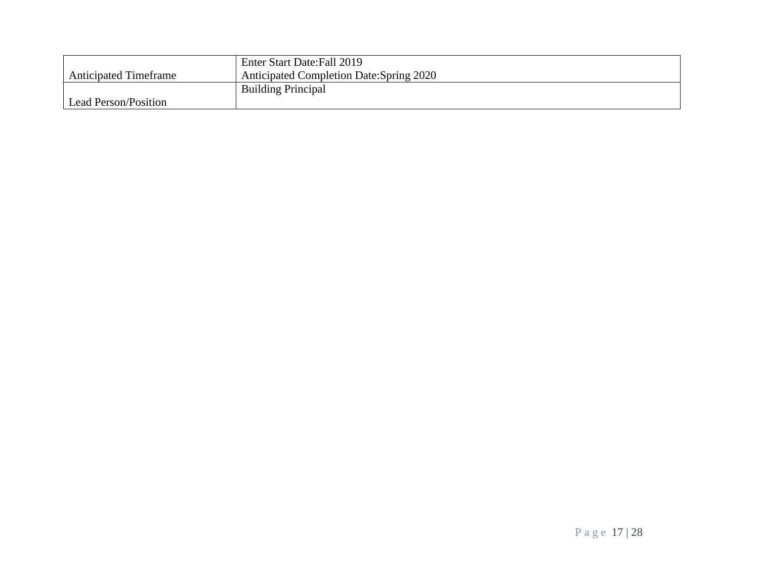| Anticipated Timeframe | Enter Start Date:Fall 2019<br>Anticipated Completion Date:Spring 2020 |
|---|---|
| Lead Person/Position | Building Principal |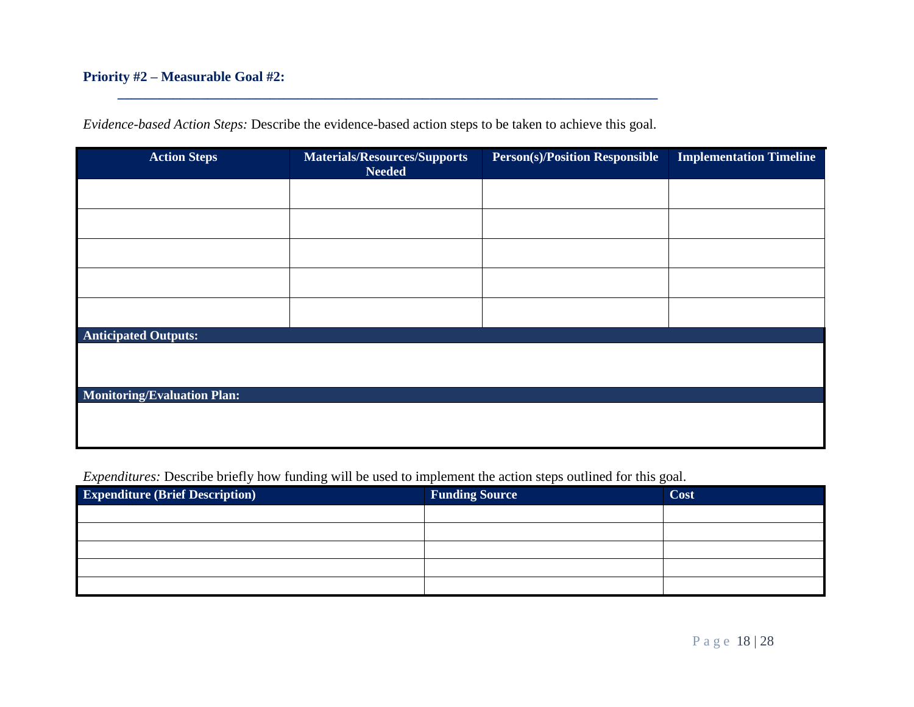**Priority #2 – Measurable Goal #2:**

\_\_\_\_\_\_\_\_\_\_\_\_\_\_\_\_\_\_\_\_\_\_\_\_\_\_\_\_\_\_\_\_\_\_\_\_\_\_\_\_\_\_\_\_\_\_\_\_\_\_\_\_\_\_\_\_\_\_\_\_\_\_\_\_\_\_\_\_\_\_\_\_\_\_\_\_\_\_

*Evidence-based Action Steps:* Describe the evidence-based action steps to be taken to achieve this goal.

| Action Steps | Materials/Resources/Supports Needed | Person(s)/Position Responsible | Implementation Timeline |
|---|---|---|---|
| | | | |
| | | | |
| | | | |
| | | | |
| | | | |
| **Anticipated Outputs:** | | | |
| | | | |
| **Monitoring/Evaluation Plan:** | | | |
| | | | |

*Expenditures:* Describe briefly how funding will be used to implement the action steps outlined for this goal.

| Expenditure (Brief Description) | Funding Source | Cost |
|---|---|---|
| | | |
| | | |
| | | |
| | | |
| | | |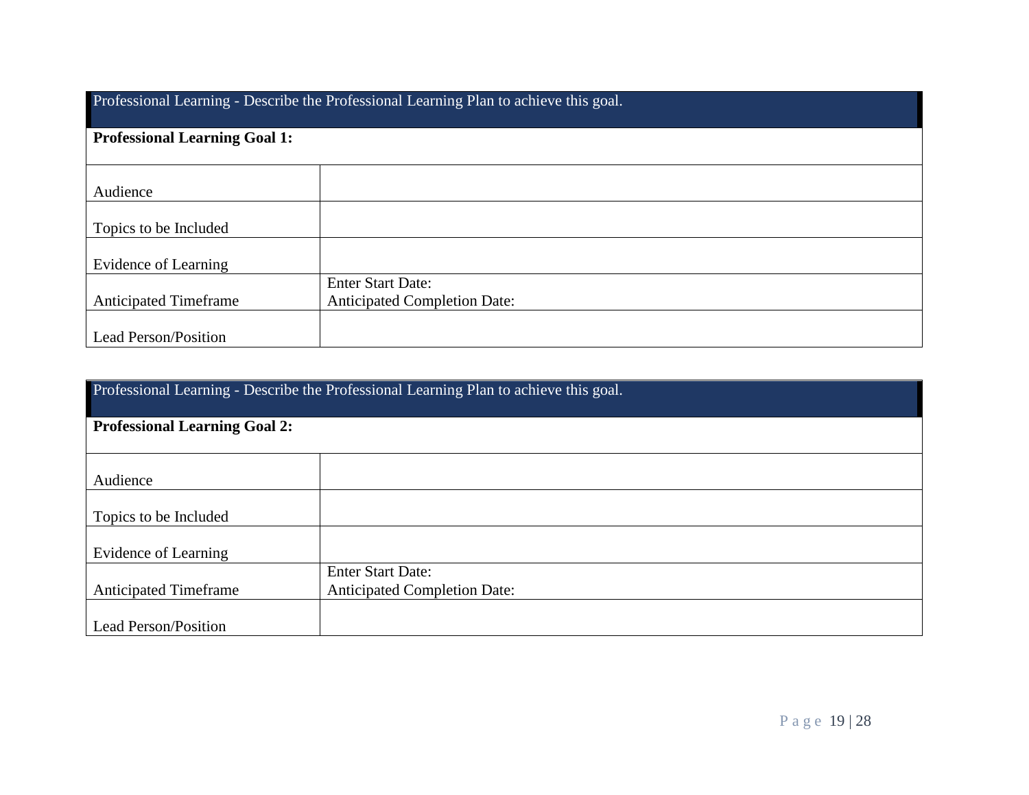| Professional Learning - Describe the Professional Learning Plan to achieve this goal. | |
|---|---|
| **Professional Learning Goal 1:** | |
| Audience | |
| Topics to be Included | |
| Evidence of Learning | |
| Anticipated Timeframe | Enter Start Date:<br>Anticipated Completion Date: |
| Lead Person/Position | |

| Professional Learning - Describe the Professional Learning Plan to achieve this goal. | |
|---|---|
| **Professional Learning Goal 2:** | |
| Audience | |
| Topics to be Included | |
| Evidence of Learning | |
| Anticipated Timeframe | Enter Start Date:<br>Anticipated Completion Date: |
| Lead Person/Position | |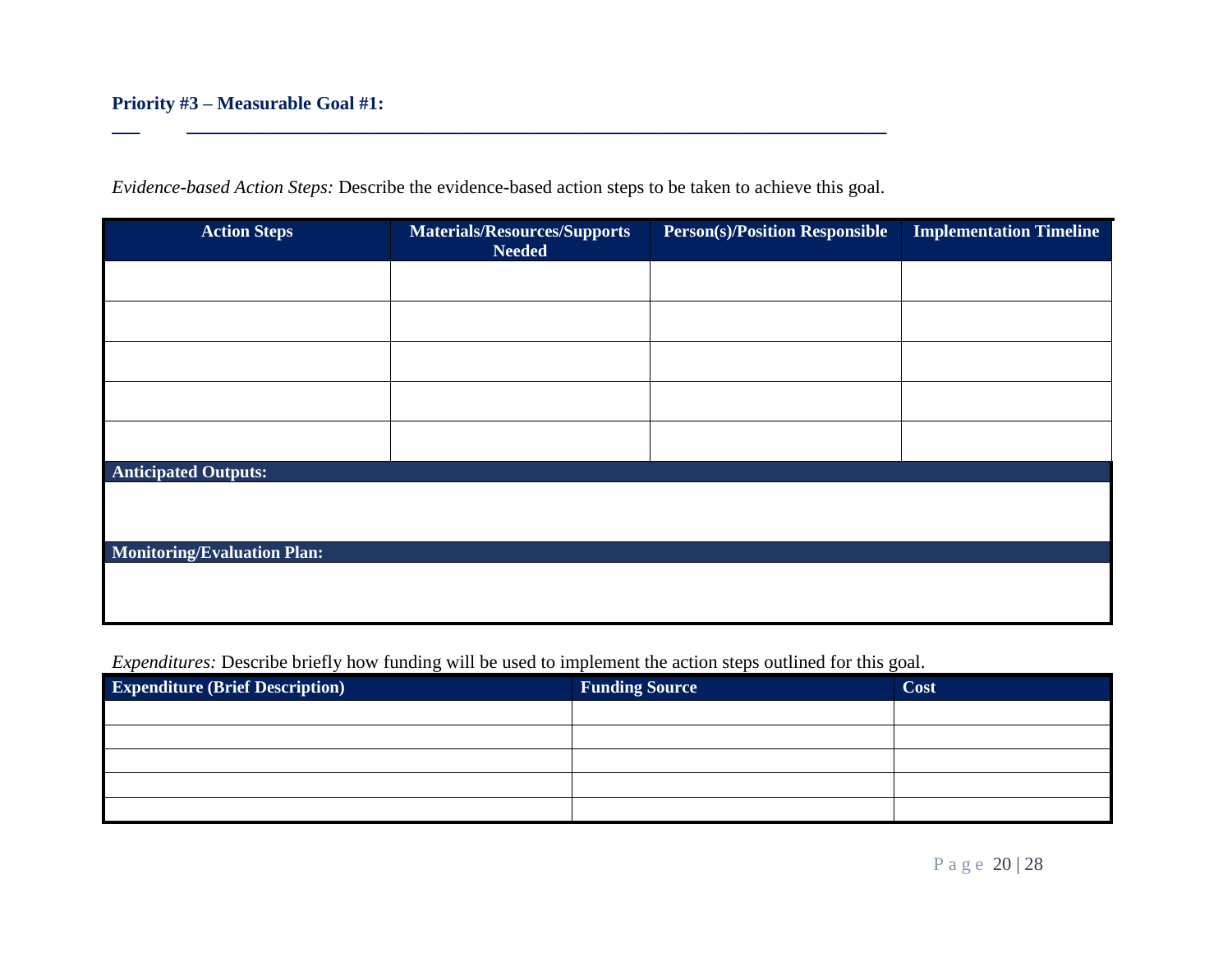**Priority #3 – Measurable Goal #1:**

___ ______________________________________________________________________

*Evidence-based Action Steps:* Describe the evidence-based action steps to be taken to achieve this goal.

| Action Steps | Materials/Resources/Supports Needed | Person(s)/Position Responsible | Implementation Timeline |
|---|---|---|---|
| | | | |
| | | | |
| | | | |
| | | | |
| | | | |
| **Anticipated Outputs:** | | | |
| | | | |
| **Monitoring/Evaluation Plan:** | | | |
| | | | |

*Expenditures:* Describe briefly how funding will be used to implement the action steps outlined for this goal.

| Expenditure (Brief Description) | Funding Source | Cost |
|---|---|---|
| | | |
| | | |
| | | |
| | | |
| | | |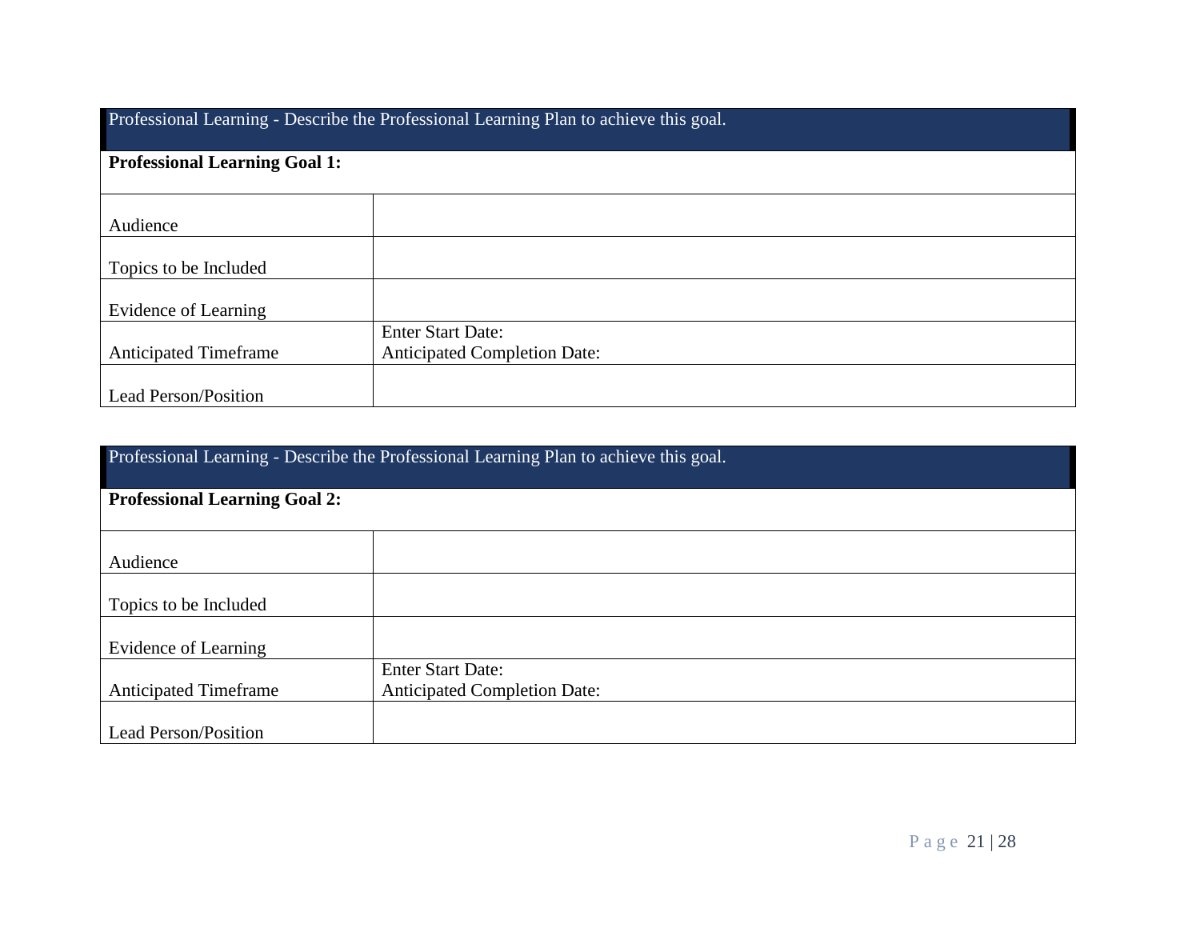| Professional Learning - Describe the Professional Learning Plan to achieve this goal. | |
|---|---|
| **Professional Learning Goal 1:** | |
| Audience | |
| Topics to be Included | |
| Evidence of Learning | |
| Anticipated Timeframe | Enter Start Date:<br>Anticipated Completion Date: |
| Lead Person/Position | |

| Professional Learning - Describe the Professional Learning Plan to achieve this goal. | |
|---|---|
| **Professional Learning Goal 2:** | |
| Audience | |
| Topics to be Included | |
| Evidence of Learning | |
| Anticipated Timeframe | Enter Start Date:<br>Anticipated Completion Date: |
| Lead Person/Position | |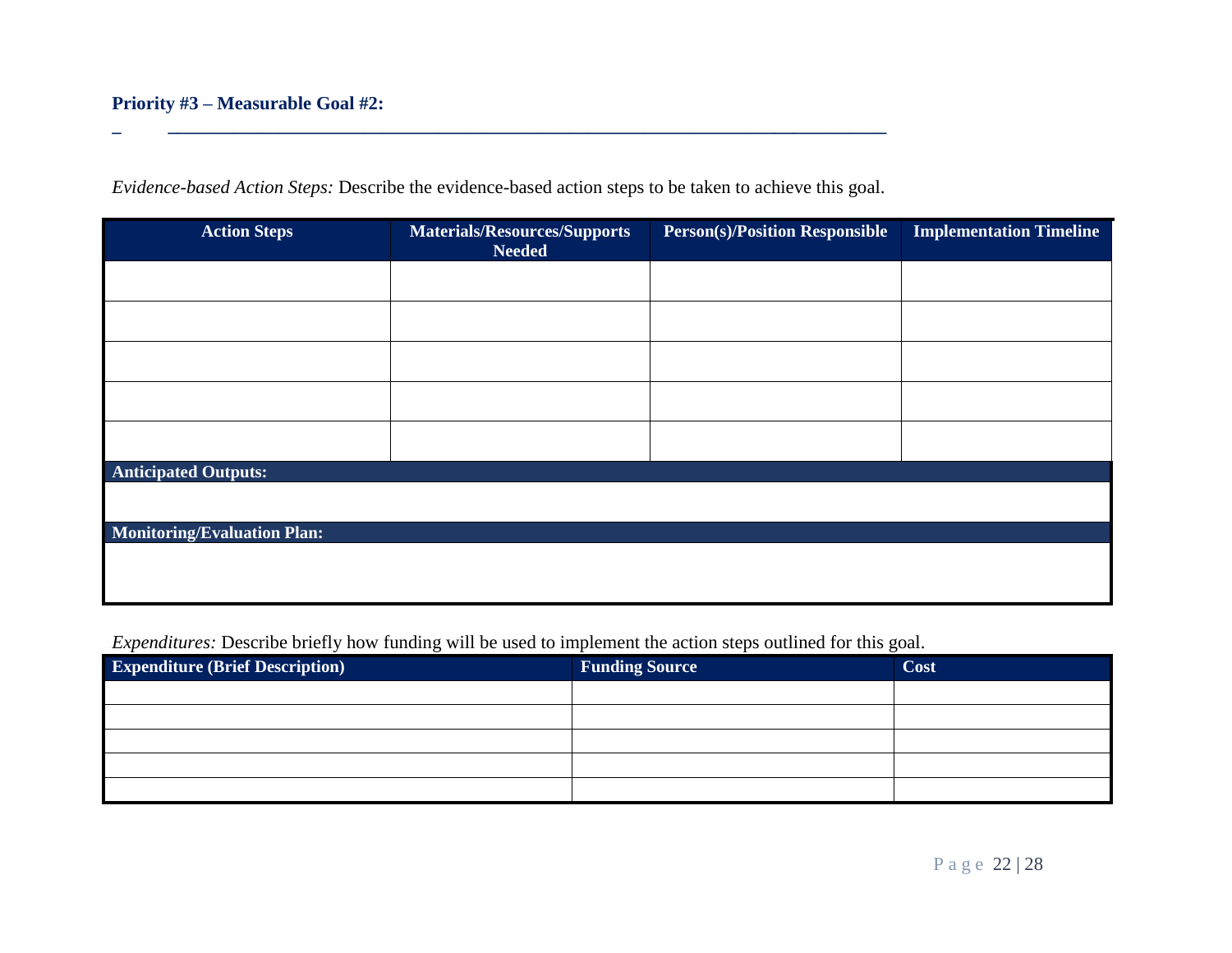**Priority #3 – Measurable Goal #2:**

_ ________________________________________________________________________

*Evidence-based Action Steps:* Describe the evidence-based action steps to be taken to achieve this goal.

| Action Steps | Materials/Resources/Supports Needed | Person(s)/Position Responsible | Implementation Timeline |
|---|---|---|---|
| | | | |
| | | | |
| | | | |
| | | | |
| | | | |
| **Anticipated Outputs:** | | | |
| | | | |
| **Monitoring/Evaluation Plan:** | | | |
| | | | |

*Expenditures:* Describe briefly how funding will be used to implement the action steps outlined for this goal.

| Expenditure (Brief Description) | Funding Source | Cost |
|---|---|---|
| | | |
| | | |
| | | |
| | | |
| | | |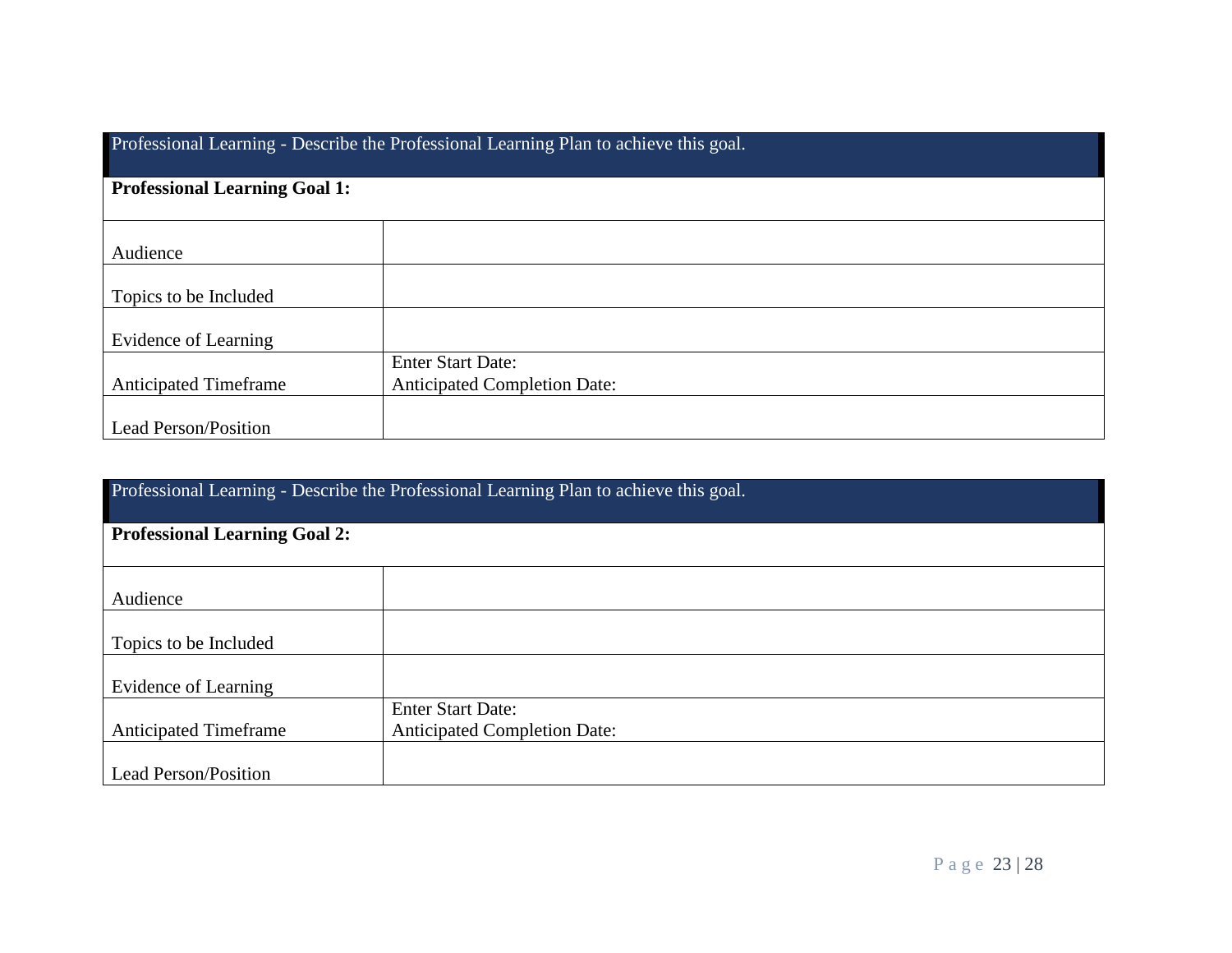| Professional Learning - Describe the Professional Learning Plan to achieve this goal. | |
|---|---|
| **Professional Learning Goal 1:** | |
| Audience | |
| Topics to be Included | |
| Evidence of Learning | |
| Anticipated Timeframe | Enter Start Date:<br>Anticipated Completion Date: |
| Lead Person/Position | |

| Professional Learning - Describe the Professional Learning Plan to achieve this goal. | |
|---|---|
| **Professional Learning Goal 2:** | |
| Audience | |
| Topics to be Included | |
| Evidence of Learning | |
| Anticipated Timeframe | Enter Start Date:<br>Anticipated Completion Date: |
| Lead Person/Position | |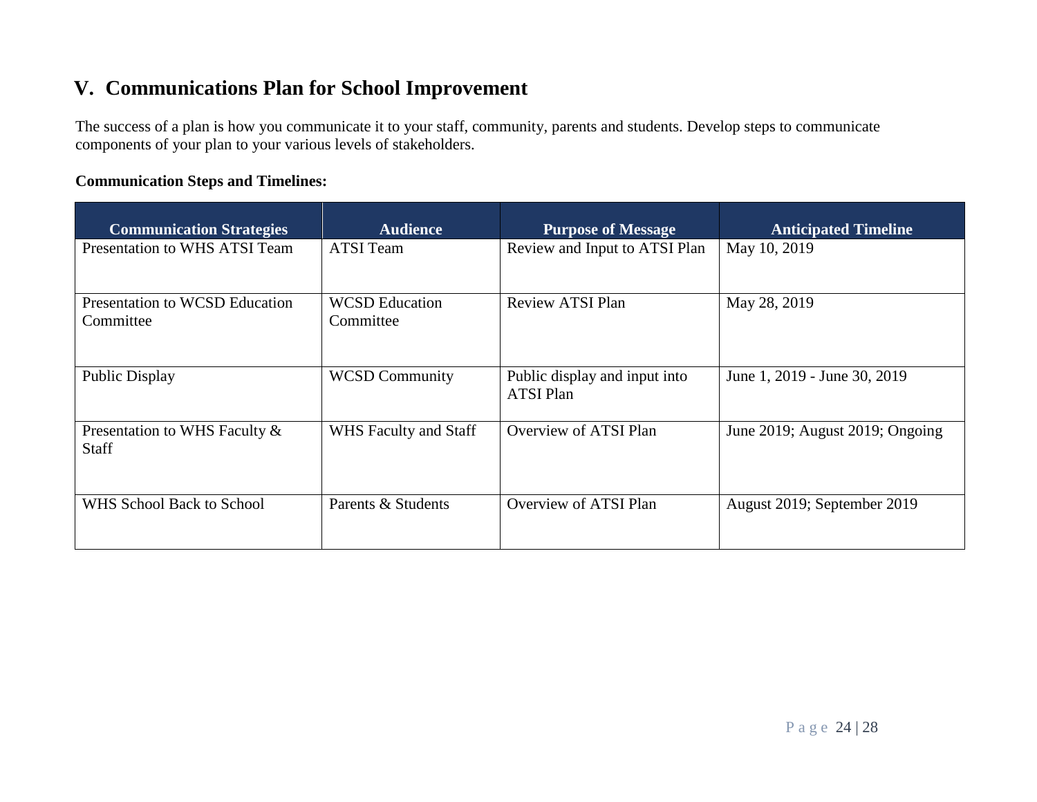## V. Communications Plan for School Improvement

The success of a plan is how you communicate it to your staff, community, parents and students. Develop steps to communicate components of your plan to your various levels of stakeholders.

**Communication Steps and Timelines:**

| Communication Strategies | Audience | Purpose of Message | Anticipated Timeline |
|---|---|---|---|
| Presentation to WHS ATSI Team | ATSI Team | Review and Input to ATSI Plan | May 10, 2019 |
| Presentation to WCSD Education Committee | WCSD Education Committee | Review ATSI Plan | May 28, 2019 |
| Public Display | WCSD Community | Public display and input into ATSI Plan | June 1, 2019 - June 30, 2019 |
| Presentation to WHS Faculty & Staff | WHS Faculty and Staff | Overview of ATSI Plan | June 2019; August 2019; Ongoing |
| WHS School Back to School | Parents & Students | Overview of ATSI Plan | August 2019; September 2019 |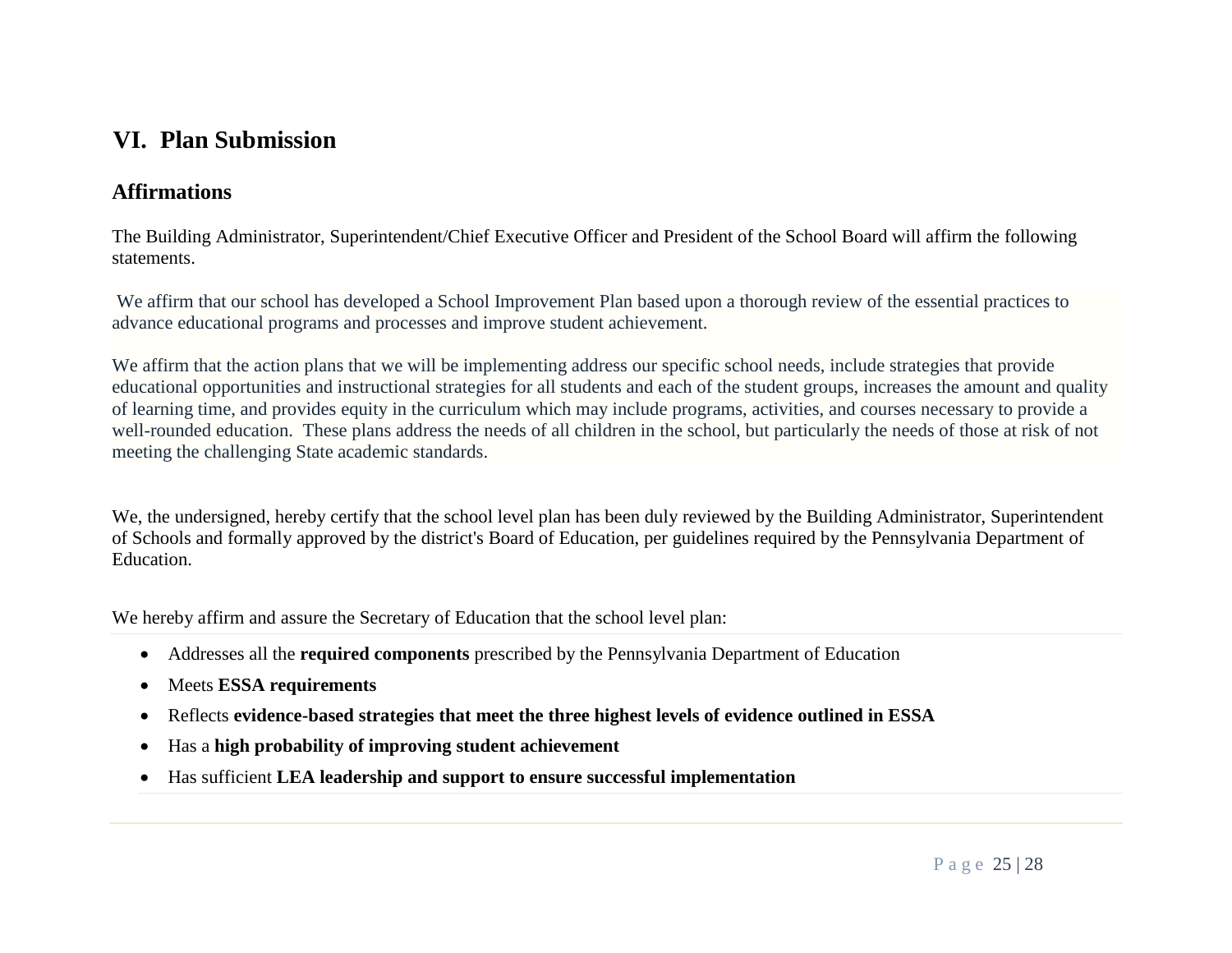# VI. Plan Submission

## Affirmations

The Building Administrator, Superintendent/Chief Executive Officer and President of the School Board will affirm the following statements.

We affirm that our school has developed a School Improvement Plan based upon a thorough review of the essential practices to advance educational programs and processes and improve student achievement.

We affirm that the action plans that we will be implementing address our specific school needs, include strategies that provide educational opportunities and instructional strategies for all students and each of the student groups, increases the amount and quality of learning time, and provides equity in the curriculum which may include programs, activities, and courses necessary to provide a well-rounded education. These plans address the needs of all children in the school, but particularly the needs of those at risk of not meeting the challenging State academic standards.

We, the undersigned, hereby certify that the school level plan has been duly reviewed by the Building Administrator, Superintendent of Schools and formally approved by the district's Board of Education, per guidelines required by the Pennsylvania Department of Education.

We hereby affirm and assure the Secretary of Education that the school level plan:

- Addresses all the **required components** prescribed by the Pennsylvania Department of Education
- Meets **ESSA requirements**
- Reflects **evidence-based strategies that meet the three highest levels of evidence outlined in ESSA**
- Has a **high probability of improving student achievement**
- Has sufficient **LEA leadership and support to ensure successful implementation**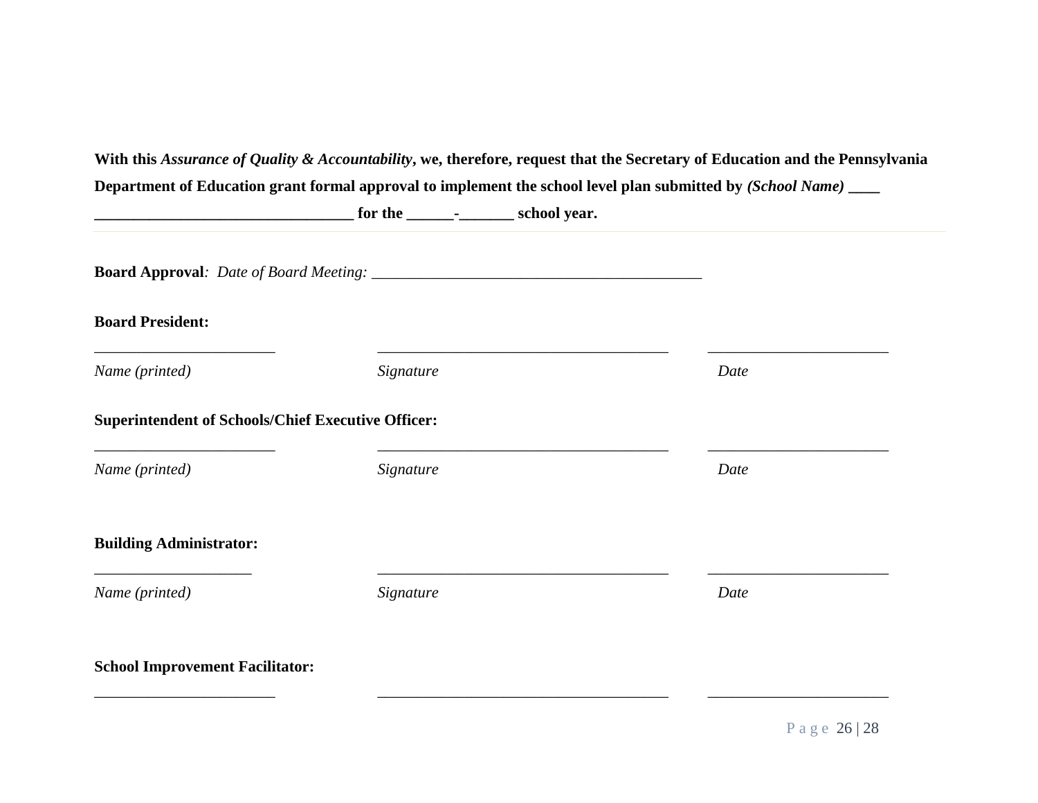**With this *Assurance of Quality & Accountability*, we, therefore, request that the Secretary of Education and the Pennsylvania Department of Education grant formal approval to implement the school level plan submitted by *(School Name)* ____ ________________________________ for the ______-_______ school year.**

---

**Board Approval***: Date of Board Meeting:* __________________________________________

**Board President:**

| _______________________ | _____________________________________ | _______________________ |
|---|---|---|
| *Name (printed)* | *Signature* | *Date* |

**Superintendent of Schools/Chief Executive Officer:**

| _______________________ | _____________________________________ | _______________________ |
|---|---|---|
| *Name (printed)* | *Signature* | *Date* |

**Building Administrator:**

| ____________________ | _____________________________________ | _______________________ |
|---|---|---|
| *Name (printed)* | *Signature* | *Date* |

**School Improvement Facilitator:**

_______________________ _____________________________________ _______________________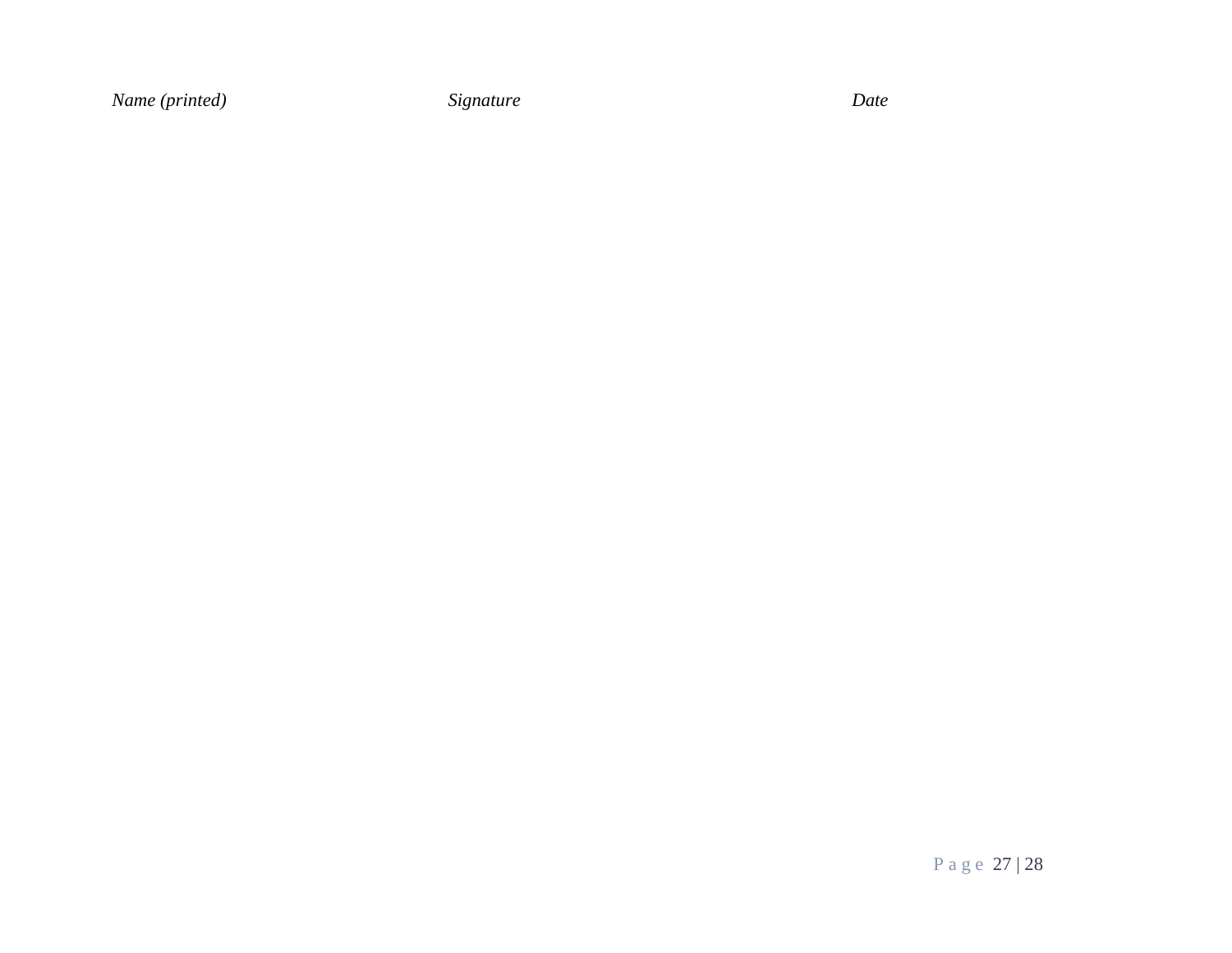*Name (printed)* *Signature* *Date*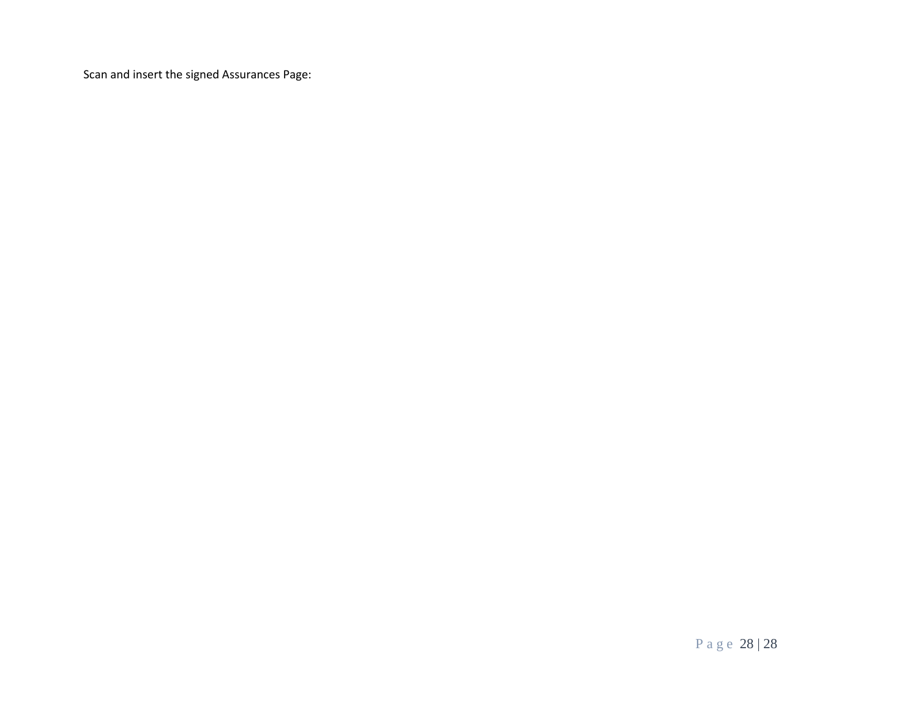Scan and insert the signed Assurances Page: